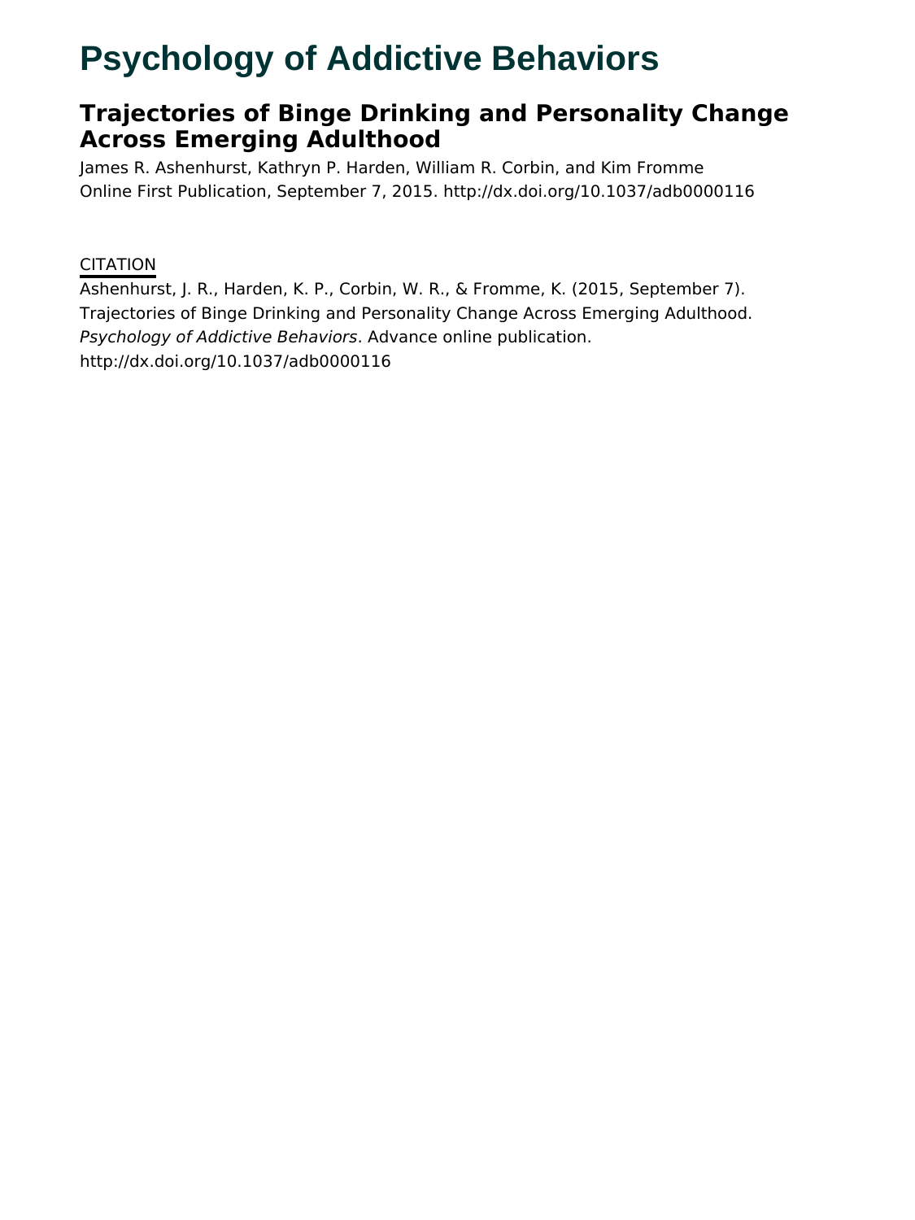# Psychology of Addictive Behaviors

## Trajectories of Binge Drinking and Personality Change Across Emerging Adulthood

James R. Ashenhurst, Kathryn P. Harden, William R. Corbin, and Kim Fromme
Online First Publication, September 7, 2015. http://dx.doi.org/10.1037/adb0000116

CITATION

Ashenhurst, J. R., Harden, K. P., Corbin, W. R., & Fromme, K. (2015, September 7). Trajectories of Binge Drinking and Personality Change Across Emerging Adulthood. *Psychology of Addictive Behaviors*. Advance online publication. http://dx.doi.org/10.1037/adb0000116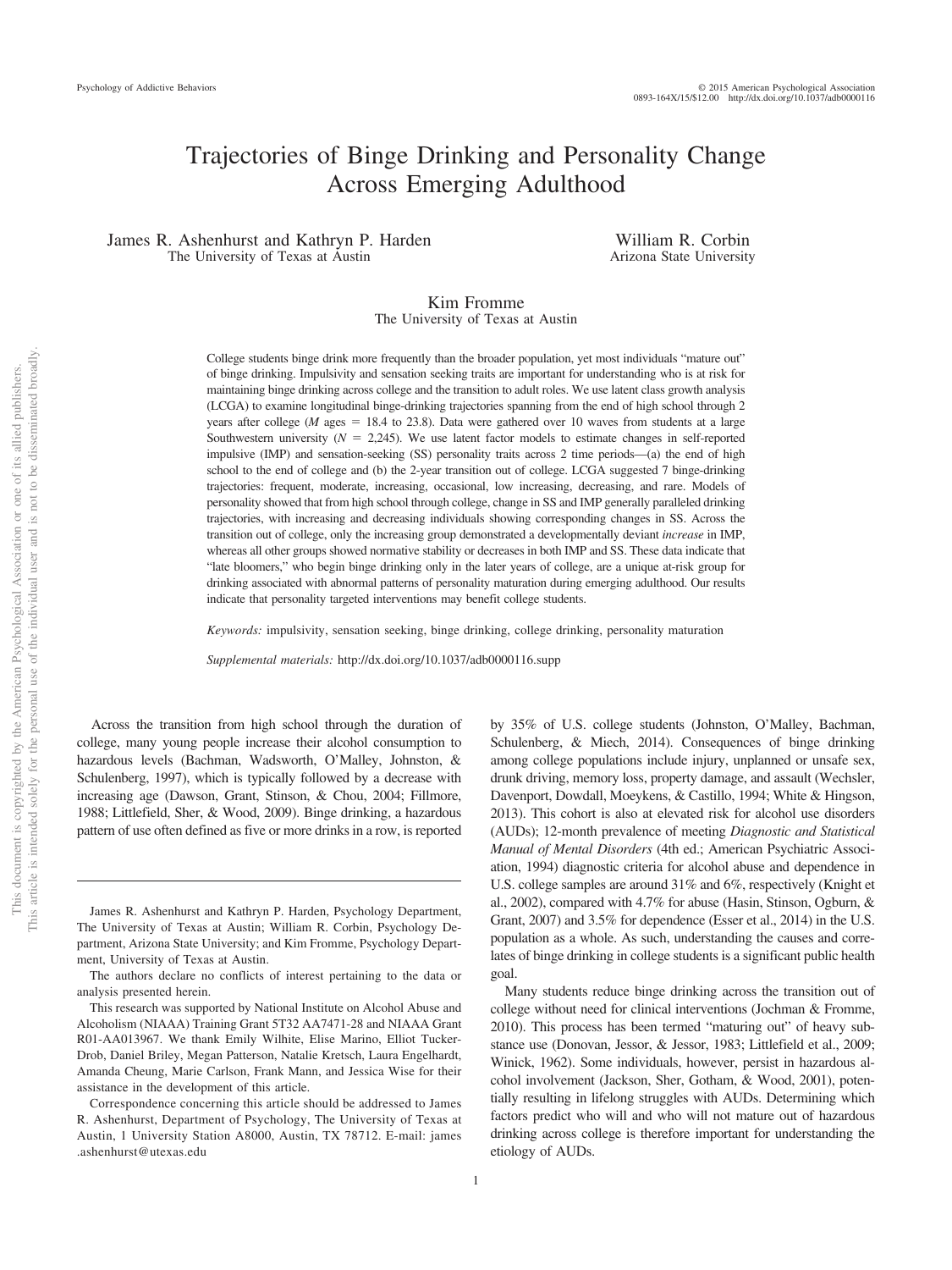# Trajectories of Binge Drinking and Personality Change Across Emerging Adulthood

James R. Ashenhurst and Kathryn P. Harden
The University of Texas at Austin

William R. Corbin
Arizona State University

Kim Fromme
The University of Texas at Austin

College students binge drink more frequently than the broader population, yet most individuals "mature out" of binge drinking. Impulsivity and sensation seeking traits are important for understanding who is at risk for maintaining binge drinking across college and the transition to adult roles. We use latent class growth analysis (LCGA) to examine longitudinal binge-drinking trajectories spanning from the end of high school through 2 years after college (*M* ages = 18.4 to 23.8). Data were gathered over 10 waves from students at a large Southwestern university (*N* = 2,245). We use latent factor models to estimate changes in self-reported impulsive (IMP) and sensation-seeking (SS) personality traits across 2 time periods—(a) the end of high school to the end of college and (b) the 2-year transition out of college. LCGA suggested 7 binge-drinking trajectories: frequent, moderate, increasing, occasional, low increasing, decreasing, and rare. Models of personality showed that from high school through college, change in SS and IMP generally paralleled drinking trajectories, with increasing and decreasing individuals showing corresponding changes in SS. Across the transition out of college, only the increasing group demonstrated a developmentally deviant *increase* in IMP, whereas all other groups showed normative stability or decreases in both IMP and SS. These data indicate that "late bloomers," who begin binge drinking only in the later years of college, are a unique at-risk group for drinking associated with abnormal patterns of personality maturation during emerging adulthood. Our results indicate that personality targeted interventions may benefit college students.

*Keywords:* impulsivity, sensation seeking, binge drinking, college drinking, personality maturation

*Supplemental materials:* http://dx.doi.org/10.1037/adb0000116.supp

Across the transition from high school through the duration of college, many young people increase their alcohol consumption to hazardous levels (Bachman, Wadsworth, O'Malley, Johnston, & Schulenberg, 1997), which is typically followed by a decrease with increasing age (Dawson, Grant, Stinson, & Chou, 2004; Fillmore, 1988; Littlefield, Sher, & Wood, 2009). Binge drinking, a hazardous pattern of use often defined as five or more drinks in a row, is reported by 35% of U.S. college students (Johnston, O'Malley, Bachman, Schulenberg, & Miech, 2014). Consequences of binge drinking among college populations include injury, unplanned or unsafe sex, drunk driving, memory loss, property damage, and assault (Wechsler, Davenport, Dowdall, Moeykens, & Castillo, 1994; White & Hingson, 2013). This cohort is also at elevated risk for alcohol use disorders (AUDs); 12-month prevalence of meeting *Diagnostic and Statistical Manual of Mental Disorders* (4th ed.; American Psychiatric Association, 1994) diagnostic criteria for alcohol abuse and dependence in U.S. college samples are around 31% and 6%, respectively (Knight et al., 2002), compared with 4.7% for abuse (Hasin, Stinson, Ogburn, & Grant, 2007) and 3.5% for dependence (Esser et al., 2014) in the U.S. population as a whole. As such, understanding the causes and correlates of binge drinking in college students is a significant public health goal.

Many students reduce binge drinking across the transition out of college without need for clinical interventions (Jochman & Fromme, 2010). This process has been termed "maturing out" of heavy substance use (Donovan, Jessor, & Jessor, 1983; Littlefield et al., 2009; Winick, 1962). Some individuals, however, persist in hazardous alcohol involvement (Jackson, Sher, Gotham, & Wood, 2001), potentially resulting in lifelong struggles with AUDs. Determining which factors predict who will and who will not mature out of hazardous drinking across college is therefore important for understanding the etiology of AUDs.

James R. Ashenhurst and Kathryn P. Harden, Psychology Department, The University of Texas at Austin; William R. Corbin, Psychology Department, Arizona State University; and Kim Fromme, Psychology Department, University of Texas at Austin.

The authors declare no conflicts of interest pertaining to the data or analysis presented herein.

This research was supported by National Institute on Alcohol Abuse and Alcoholism (NIAAA) Training Grant 5T32 AA7471-28 and NIAAA Grant R01-AA013967. We thank Emily Wilhite, Elise Marino, Elliot Tucker-Drob, Daniel Briley, Megan Patterson, Natalie Kretsch, Laura Engelhardt, Amanda Cheung, Marie Carlson, Frank Mann, and Jessica Wise for their assistance in the development of this article.

Correspondence concerning this article should be addressed to James R. Ashenhurst, Department of Psychology, The University of Texas at Austin, 1 University Station A8000, Austin, TX 78712. E-mail: james.ashenhurst@utexas.edu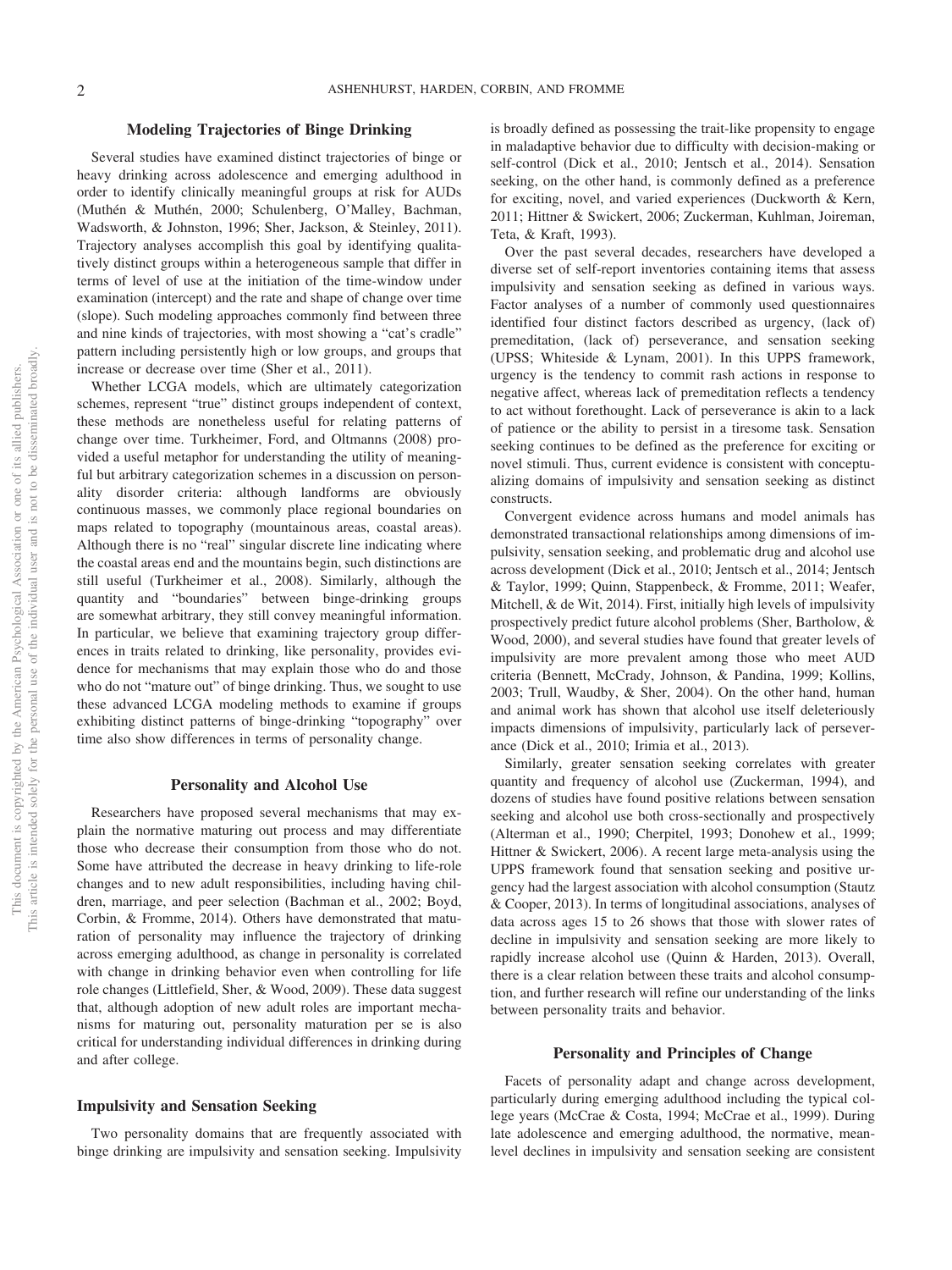## Modeling Trajectories of Binge Drinking

Several studies have examined distinct trajectories of binge or heavy drinking across adolescence and emerging adulthood in order to identify clinically meaningful groups at risk for AUDs (Muthén & Muthén, 2000; Schulenberg, O'Malley, Bachman, Wadsworth, & Johnston, 1996; Sher, Jackson, & Steinley, 2011). Trajectory analyses accomplish this goal by identifying qualitatively distinct groups within a heterogeneous sample that differ in terms of level of use at the initiation of the time-window under examination (intercept) and the rate and shape of change over time (slope). Such modeling approaches commonly find between three and nine kinds of trajectories, with most showing a "cat's cradle" pattern including persistently high or low groups, and groups that increase or decrease over time (Sher et al., 2011).

Whether LCGA models, which are ultimately categorization schemes, represent "true" distinct groups independent of context, these methods are nonetheless useful for relating patterns of change over time. Turkheimer, Ford, and Oltmanns (2008) provided a useful metaphor for understanding the utility of meaningful but arbitrary categorization schemes in a discussion on personality disorder criteria: although landforms are obviously continuous masses, we commonly place regional boundaries on maps related to topography (mountainous areas, coastal areas). Although there is no "real" singular discrete line indicating where the coastal areas end and the mountains begin, such distinctions are still useful (Turkheimer et al., 2008). Similarly, although the quantity and "boundaries" between binge-drinking groups are somewhat arbitrary, they still convey meaningful information. In particular, we believe that examining trajectory group differences in traits related to drinking, like personality, provides evidence for mechanisms that may explain those who do and those who do not "mature out" of binge drinking. Thus, we sought to use these advanced LCGA modeling methods to examine if groups exhibiting distinct patterns of binge-drinking "topography" over time also show differences in terms of personality change.

## Personality and Alcohol Use

Researchers have proposed several mechanisms that may explain the normative maturing out process and may differentiate those who decrease their consumption from those who do not. Some have attributed the decrease in heavy drinking to life-role changes and to new adult responsibilities, including having children, marriage, and peer selection (Bachman et al., 2002; Boyd, Corbin, & Fromme, 2014). Others have demonstrated that maturation of personality may influence the trajectory of drinking across emerging adulthood, as change in personality is correlated with change in drinking behavior even when controlling for life role changes (Littlefield, Sher, & Wood, 2009). These data suggest that, although adoption of new adult roles are important mechanisms for maturing out, personality maturation per se is also critical for understanding individual differences in drinking during and after college.

### Impulsivity and Sensation Seeking

Two personality domains that are frequently associated with binge drinking are impulsivity and sensation seeking. Impulsivity is broadly defined as possessing the trait-like propensity to engage in maladaptive behavior due to difficulty with decision-making or self-control (Dick et al., 2010; Jentsch et al., 2014). Sensation seeking, on the other hand, is commonly defined as a preference for exciting, novel, and varied experiences (Duckworth & Kern, 2011; Hittner & Swickert, 2006; Zuckerman, Kuhlman, Joireman, Teta, & Kraft, 1993).

Over the past several decades, researchers have developed a diverse set of self-report inventories containing items that assess impulsivity and sensation seeking as defined in various ways. Factor analyses of a number of commonly used questionnaires identified four distinct factors described as urgency, (lack of) premeditation, (lack of) perseverance, and sensation seeking (UPSS; Whiteside & Lynam, 2001). In this UPPS framework, urgency is the tendency to commit rash actions in response to negative affect, whereas lack of premeditation reflects a tendency to act without forethought. Lack of perseverance is akin to a lack of patience or the ability to persist in a tiresome task. Sensation seeking continues to be defined as the preference for exciting or novel stimuli. Thus, current evidence is consistent with conceptualizing domains of impulsivity and sensation seeking as distinct constructs.

Convergent evidence across humans and model animals has demonstrated transactional relationships among dimensions of impulsivity, sensation seeking, and problematic drug and alcohol use across development (Dick et al., 2010; Jentsch et al., 2014; Jentsch & Taylor, 1999; Quinn, Stappenbeck, & Fromme, 2011; Weafer, Mitchell, & de Wit, 2014). First, initially high levels of impulsivity prospectively predict future alcohol problems (Sher, Bartholow, & Wood, 2000), and several studies have found that greater levels of impulsivity are more prevalent among those who meet AUD criteria (Bennett, McCrady, Johnson, & Pandina, 1999; Kollins, 2003; Trull, Waudby, & Sher, 2004). On the other hand, human and animal work has shown that alcohol use itself deleteriously impacts dimensions of impulsivity, particularly lack of perseverance (Dick et al., 2010; Irimia et al., 2013).

Similarly, greater sensation seeking correlates with greater quantity and frequency of alcohol use (Zuckerman, 1994), and dozens of studies have found positive relations between sensation seeking and alcohol use both cross-sectionally and prospectively (Alterman et al., 1990; Cherpitel, 1993; Donohew et al., 1999; Hittner & Swickert, 2006). A recent large meta-analysis using the UPPS framework found that sensation seeking and positive urgency had the largest association with alcohol consumption (Stautz & Cooper, 2013). In terms of longitudinal associations, analyses of data across ages 15 to 26 shows that those with slower rates of decline in impulsivity and sensation seeking are more likely to rapidly increase alcohol use (Quinn & Harden, 2013). Overall, there is a clear relation between these traits and alcohol consumption, and further research will refine our understanding of the links between personality traits and behavior.

## Personality and Principles of Change

Facets of personality adapt and change across development, particularly during emerging adulthood including the typical college years (McCrae & Costa, 1994; McCrae et al., 1999). During late adolescence and emerging adulthood, the normative, mean-level declines in impulsivity and sensation seeking are consistent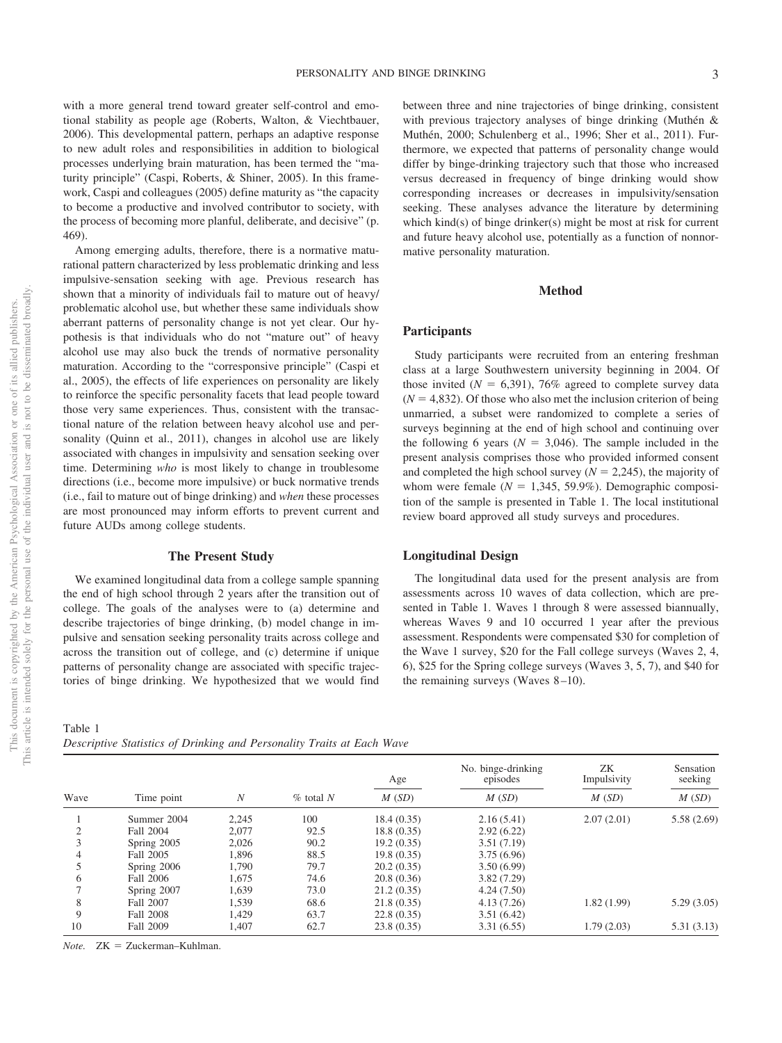with a more general trend toward greater self-control and emotional stability as people age (Roberts, Walton, & Viechtbauer, 2006). This developmental pattern, perhaps an adaptive response to new adult roles and responsibilities in addition to biological processes underlying brain maturation, has been termed the "maturity principle" (Caspi, Roberts, & Shiner, 2005). In this framework, Caspi and colleagues (2005) define maturity as "the capacity to become a productive and involved contributor to society, with the process of becoming more planful, deliberate, and decisive" (p. 469).

Among emerging adults, therefore, there is a normative maturational pattern characterized by less problematic drinking and less impulsive-sensation seeking with age. Previous research has shown that a minority of individuals fail to mature out of heavy/problematic alcohol use, but whether these same individuals show aberrant patterns of personality change is not yet clear. Our hypothesis is that individuals who do not "mature out" of heavy alcohol use may also buck the trends of normative personality maturation. According to the "corresponsive principle" (Caspi et al., 2005), the effects of life experiences on personality are likely to reinforce the specific personality facets that lead people toward those very same experiences. Thus, consistent with the transactional nature of the relation between heavy alcohol use and personality (Quinn et al., 2011), changes in alcohol use are likely associated with changes in impulsivity and sensation seeking over time. Determining *who* is most likely to change in troublesome directions (i.e., become more impulsive) or buck normative trends (i.e., fail to mature out of binge drinking) and *when* these processes are most pronounced may inform efforts to prevent current and future AUDs among college students.

## The Present Study

We examined longitudinal data from a college sample spanning the end of high school through 2 years after the transition out of college. The goals of the analyses were to (a) determine and describe trajectories of binge drinking, (b) model change in impulsive and sensation seeking personality traits across college and across the transition out of college, and (c) determine if unique patterns of personality change are associated with specific trajectories of binge drinking. We hypothesized that we would find between three and nine trajectories of binge drinking, consistent with previous trajectory analyses of binge drinking (Muthén & Muthén, 2000; Schulenberg et al., 1996; Sher et al., 2011). Furthermore, we expected that patterns of personality change would differ by binge-drinking trajectory such that those who increased versus decreased in frequency of binge drinking would show corresponding increases or decreases in impulsivity/sensation seeking. These analyses advance the literature by determining which kind(s) of binge drinker(s) might be most at risk for current and future heavy alcohol use, potentially as a function of nonnormative personality maturation.

## Method

### Participants

Study participants were recruited from an entering freshman class at a large Southwestern university beginning in 2004. Of those invited ($N$ = 6,391), 76% agreed to complete survey data ($N$ = 4,832). Of those who also met the inclusion criterion of being unmarried, a subset were randomized to complete a series of surveys beginning at the end of high school and continuing over the following 6 years ($N$ = 3,046). The sample included in the present analysis comprises those who provided informed consent and completed the high school survey ($N$ = 2,245), the majority of whom were female ($N$ = 1,345, 59.9%). Demographic composition of the sample is presented in Table 1. The local institutional review board approved all study surveys and procedures.

### Longitudinal Design

The longitudinal data used for the present analysis are from assessments across 10 waves of data collection, which are presented in Table 1. Waves 1 through 8 were assessed biannually, whereas Waves 9 and 10 occurred 1 year after the previous assessment. Respondents were compensated $30 for completion of the Wave 1 survey, $20 for the Fall college surveys (Waves 2, 4, 6), $25 for the Spring college surveys (Waves 3, 5, 7), and $40 for the remaining surveys (Waves 8–10).

Table 1
*Descriptive Statistics of Drinking and Personality Traits at Each Wave*

| Wave | Time point | $N$ | % total $N$ | Age | No. binge-drinking episodes | ZK Impulsivity | Sensation seeking |
|---|---|---|---|---|---|---|---|
| | | | | $M$ ($SD$) | $M$ ($SD$) | $M$ ($SD$) | $M$ ($SD$) |
| 1 | Summer 2004 | 2,245 | 100 | 18.4 (0.35) | 2.16 (5.41) | 2.07 (2.01) | 5.58 (2.69) |
| 2 | Fall 2004 | 2,077 | 92.5 | 18.8 (0.35) | 2.92 (6.22) | | |
| 3 | Spring 2005 | 2,026 | 90.2 | 19.2 (0.35) | 3.51 (7.19) | | |
| 4 | Fall 2005 | 1,896 | 88.5 | 19.8 (0.35) | 3.75 (6.96) | | |
| 5 | Spring 2006 | 1,790 | 79.7 | 20.2 (0.35) | 3.50 (6.99) | | |
| 6 | Fall 2006 | 1,675 | 74.6 | 20.8 (0.36) | 3.82 (7.29) | | |
| 7 | Spring 2007 | 1,639 | 73.0 | 21.2 (0.35) | 4.24 (7.50) | | |
| 8 | Fall 2007 | 1,539 | 68.6 | 21.8 (0.35) | 4.13 (7.26) | 1.82 (1.99) | 5.29 (3.05) |
| 9 | Fall 2008 | 1,429 | 63.7 | 22.8 (0.35) | 3.51 (6.42) | | |
| 10 | Fall 2009 | 1,407 | 62.7 | 23.8 (0.35) | 3.31 (6.55) | 1.79 (2.03) | 5.31 (3.13) |

*Note.* ZK = Zuckerman–Kuhlman.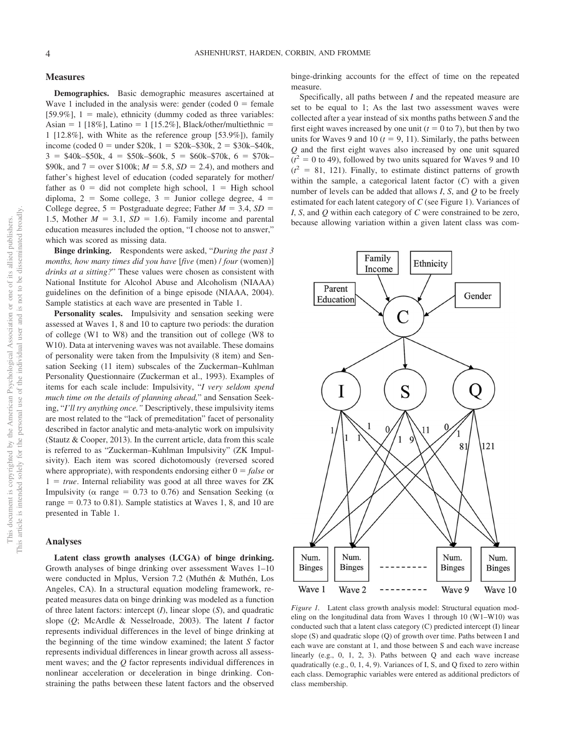## Measures

**Demographics.** Basic demographic measures ascertained at Wave 1 included in the analysis were: gender (coded 0 = female [59.9%], 1 = male), ethnicity (dummy coded as three variables: Asian = 1 [18%], Latino = 1 [15.2%], Black/other/multiethnic = 1 [12.8%], with White as the reference group [53.9%]), family income (coded 0 = under \$20k, 1 = \$20k–\$30k, 2 = \$30k–\$40k, 3 = \$40k–\$50k, 4 = \$50k–\$60k, 5 = \$60k–\$70k, 6 = \$70k–\$90k, and 7 = over \$100k; $M = 5.8$, $SD = 2.4$), and mothers and father's highest level of education (coded separately for mother/father as 0 = did not complete high school, 1 = High school diploma, 2 = Some college, 3 = Junior college degree, 4 = College degree, 5 = Postgraduate degree; Father $M = 3.4$, $SD = 1.5$, Mother $M = 3.1$, $SD = 1.6$). Family income and parental education measures included the option, "I choose not to answer," which was scored as missing data.

**Binge drinking.** Respondents were asked, "*During the past 3 months, how many times did you have* [*five* (men) / *four* (women)] *drinks at a sitting?*" These values were chosen as consistent with National Institute for Alcohol Abuse and Alcoholism (NIAAA) guidelines on the definition of a binge episode (NIAAA, 2004). Sample statistics at each wave are presented in Table 1.

**Personality scales.** Impulsivity and sensation seeking were assessed at Waves 1, 8 and 10 to capture two periods: the duration of college (W1 to W8) and the transition out of college (W8 to W10). Data at intervening waves was not available. These domains of personality were taken from the Impulsivity (8 item) and Sensation Seeking (11 item) subscales of the Zuckerman–Kuhlman Personality Questionnaire (Zuckerman et al., 1993). Examples of items for each scale include: Impulsivity, "*I very seldom spend much time on the details of planning ahead,*" and Sensation Seeking, "*I'll try anything once.*" Descriptively, these impulsivity items are most related to the "lack of premeditation" facet of personality described in factor analytic and meta-analytic work on impulsivity (Stautz & Cooper, 2013). In the current article, data from this scale is referred to as "Zuckerman–Kuhlman Impulsivity" (ZK Impulsivity). Each item was scored dichotomously (reversed scored where appropriate), with respondents endorsing either 0 = *false* or 1 = *true*. Internal reliability was good at all three waves for ZK Impulsivity ($\alpha$ range = 0.73 to 0.76) and Sensation Seeking ($\alpha$ range = 0.73 to 0.81). Sample statistics at Waves 1, 8, and 10 are presented in Table 1.

## Analyses

**Latent class growth analyses (LCGA) of binge drinking.** Growth analyses of binge drinking over assessment Waves 1–10 were conducted in Mplus, Version 7.2 (Muthén & Muthén, Los Angeles, CA). In a structural equation modeling framework, repeated measures data on binge drinking was modeled as a function of three latent factors: intercept (*I*), linear slope (*S*), and quadratic slope (*Q*; McArdle & Nesselroade, 2003). The latent *I* factor represents individual differences in the level of binge drinking at the beginning of the time window examined; the latent *S* factor represents individual differences in linear growth across all assessment waves; and the *Q* factor represents individual differences in nonlinear acceleration or deceleration in binge drinking. Constraining the paths between these latent factors and the observed binge-drinking accounts for the effect of time on the repeated measure.

Specifically, all paths between *I* and the repeated measure are set to be equal to 1; As the last two assessment waves were collected after a year instead of six months paths between *S* and the first eight waves increased by one unit ($t = 0$ to 7), but then by two units for Waves 9 and 10 ($t = 9, 11$). Similarly, the paths between *Q* and the first eight waves also increased by one unit squared ($t^2 = 0$ to 49), followed by two units squared for Waves 9 and 10 ($t^2 = 81, 121$). Finally, to estimate distinct patterns of growth within the sample, a categorical latent factor (*C*) with a given number of levels can be added that allows *I*, *S*, and *Q* to be freely estimated for each latent category of *C* (see Figure 1). Variances of *I*, *S*, and *Q* within each category of *C* were constrained to be zero, because allowing variation within a given latent class was com-

*Figure 1.* Latent class growth analysis model: Structural equation modeling on the longitudinal data from Waves 1 through 10 (W1–W10) was conducted such that a latent class category (C) predicted intercept (I) linear slope (S) and quadratic slope (Q) of growth over time. Paths between I and each wave are constant at 1, and those between S and each wave increase linearly (e.g., 0, 1, 2, 3). Paths between Q and each wave increase quadratically (e.g., 0, 1, 4, 9). Variances of I, S, and Q fixed to zero within each class. Demographic variables were entered as additional predictors of class membership.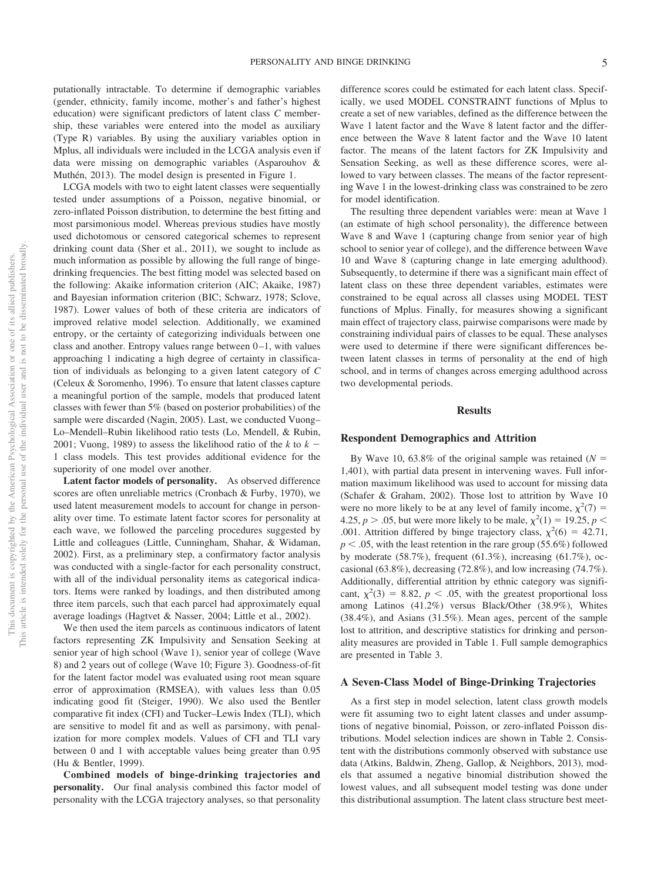putationally intractable. To determine if demographic variables (gender, ethnicity, family income, mother's and father's highest education) were significant predictors of latent class *C* membership, these variables were entered into the model as auxiliary (Type R) variables. By using the auxiliary variables option in Mplus, all individuals were included in the LCGA analysis even if data were missing on demographic variables (Asparouhov & Muthén, 2013). The model design is presented in Figure 1.

LCGA models with two to eight latent classes were sequentially tested under assumptions of a Poisson, negative binomial, or zero-inflated Poisson distribution, to determine the best fitting and most parsimonious model. Whereas previous studies have mostly used dichotomous or censored categorical schemes to represent drinking count data (Sher et al., 2011), we sought to include as much information as possible by allowing the full range of binge-drinking frequencies. The best fitting model was selected based on the following: Akaike information criterion (AIC; Akaike, 1987) and Bayesian information criterion (BIC; Schwarz, 1978; Sclove, 1987). Lower values of both of these criteria are indicators of improved relative model selection. Additionally, we examined entropy, or the certainty of categorizing individuals between one class and another. Entropy values range between 0–1, with values approaching 1 indicating a high degree of certainty in classification of individuals as belonging to a given latent category of *C* (Celeux & Soromenho, 1996). To ensure that latent classes capture a meaningful portion of the sample, models that produced latent classes with fewer than 5% (based on posterior probabilities) of the sample were discarded (Nagin, 2005). Last, we conducted Vuong–Lo–Mendell–Rubin likelihood ratio tests (Lo, Mendell, & Rubin, 2001; Vuong, 1989) to assess the likelihood ratio of the $k$ to $k-1$ class models. This test provides additional evidence for the superiority of one model over another.

**Latent factor models of personality.** As observed difference scores are often unreliable metrics (Cronbach & Furby, 1970), we used latent measurement models to account for change in personality over time. To estimate latent factor scores for personality at each wave, we followed the parceling procedures suggested by Little and colleagues (Little, Cunningham, Shahar, & Widaman, 2002). First, as a preliminary step, a confirmatory factor analysis was conducted with a single-factor for each personality construct, with all of the individual personality items as categorical indicators. Items were ranked by loadings, and then distributed among three item parcels, such that each parcel had approximately equal average loadings (Hagtvet & Nasser, 2004; Little et al., 2002).

We then used the item parcels as continuous indicators of latent factors representing ZK Impulsivity and Sensation Seeking at senior year of high school (Wave 1), senior year of college (Wave 8) and 2 years out of college (Wave 10; Figure 3). Goodness-of-fit for the latent factor model was evaluated using root mean square error of approximation (RMSEA), with values less than 0.05 indicating good fit (Steiger, 1990). We also used the Bentler comparative fit index (CFI) and Tucker–Lewis Index (TLI), which are sensitive to model fit and as well as parsimony, with penalization for more complex models. Values of CFI and TLI vary between 0 and 1 with acceptable values being greater than 0.95 (Hu & Bentler, 1999).

**Combined models of binge-drinking trajectories and personality.** Our final analysis combined this factor model of personality with the LCGA trajectory analyses, so that personality difference scores could be estimated for each latent class. Specifically, we used MODEL CONSTRAINT functions of Mplus to create a set of new variables, defined as the difference between the Wave 1 latent factor and the Wave 8 latent factor and the difference between the Wave 8 latent factor and the Wave 10 latent factor. The means of the latent factors for ZK Impulsivity and Sensation Seeking, as well as these difference scores, were allowed to vary between classes. The means of the factor representing Wave 1 in the lowest-drinking class was constrained to be zero for model identification.

The resulting three dependent variables were: mean at Wave 1 (an estimate of high school personality), the difference between Wave 8 and Wave 1 (capturing change from senior year of high school to senior year of college), and the difference between Wave 10 and Wave 8 (capturing change in late emerging adulthood). Subsequently, to determine if there was a significant main effect of latent class on these three dependent variables, estimates were constrained to be equal across all classes using MODEL TEST functions of Mplus. Finally, for measures showing a significant main effect of trajectory class, pairwise comparisons were made by constraining individual pairs of classes to be equal. These analyses were used to determine if there were significant differences between latent classes in terms of personality at the end of high school, and in terms of changes across emerging adulthood across two developmental periods.

## Results

### Respondent Demographics and Attrition

By Wave 10, 63.8% of the original sample was retained ($N = 1{,}401$), with partial data present in intervening waves. Full information maximum likelihood was used to account for missing data (Schafer & Graham, 2002). Those lost to attrition by Wave 10 were no more likely to be at any level of family income, $\chi^2(7) = 4.25$, $p > .05$, but were more likely to be male, $\chi^2(1) = 19.25$, $p < .001$. Attrition differed by binge trajectory class, $\chi^2(6) = 42.71$, $p < .05$, with the least retention in the rare group (55.6%) followed by moderate (58.7%), frequent (61.3%), increasing (61.7%), occasional (63.8%), decreasing (72.8%), and low increasing (74.7%). Additionally, differential attrition by ethnic category was significant, $\chi^2(3) = 8.82$, $p < .05$, with the greatest proportional loss among Latinos (41.2%) versus Black/Other (38.9%), Whites (38.4%), and Asians (31.5%). Mean ages, percent of the sample lost to attrition, and descriptive statistics for drinking and personality measures are provided in Table 1. Full sample demographics are presented in Table 3.

### A Seven-Class Model of Binge-Drinking Trajectories

As a first step in model selection, latent class growth models were fit assuming two to eight latent classes and under assumptions of negative binomial, Poisson, or zero-inflated Poisson distributions. Model selection indices are shown in Table 2. Consistent with the distributions commonly observed with substance use data (Atkins, Baldwin, Zheng, Gallop, & Neighbors, 2013), models that assumed a negative binomial distribution showed the lowest values, and all subsequent model testing was done under this distributional assumption. The latent class structure best meet-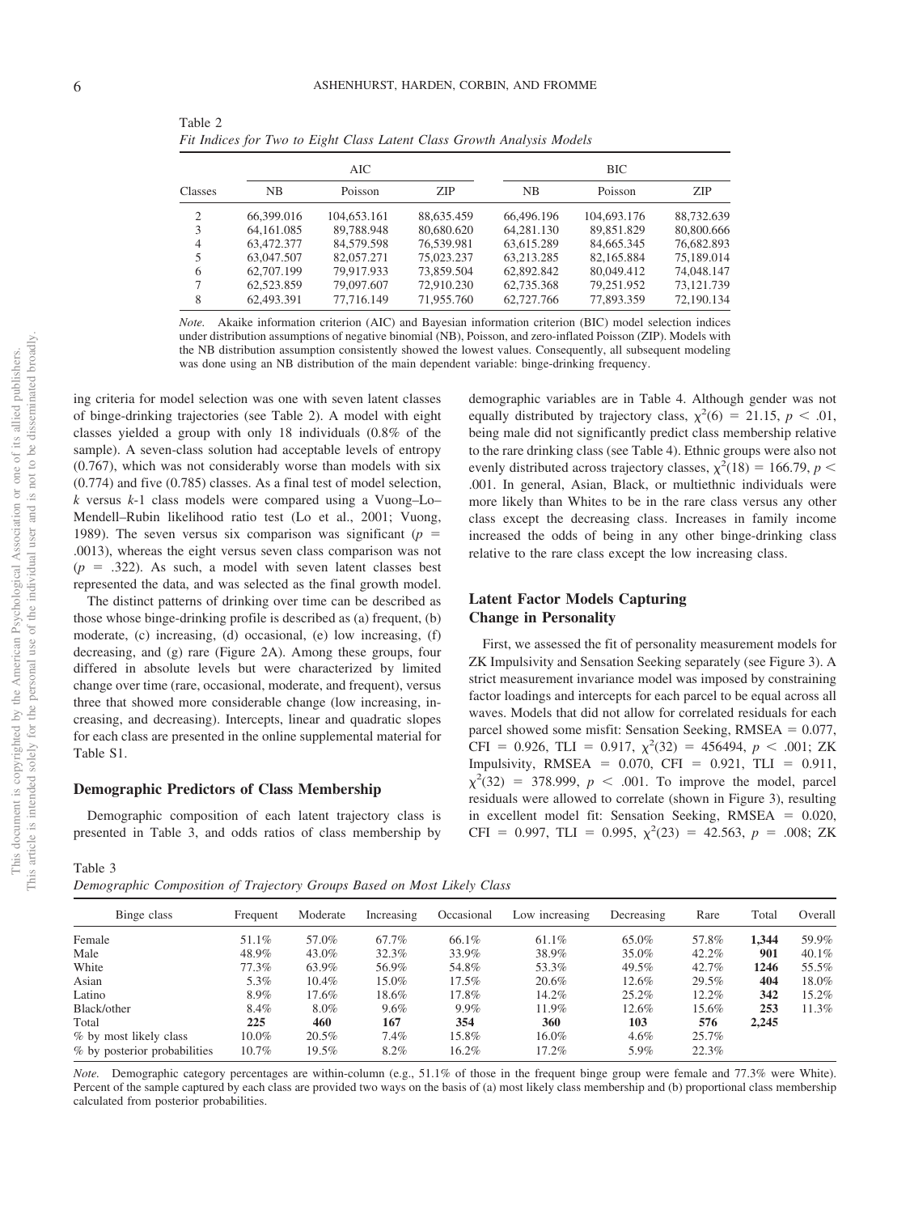Table 2
*Fit Indices for Two to Eight Class Latent Class Growth Analysis Models*

| Classes | AIC | | | BIC | | |
|---|---|---|---|---|---|---|
| | NB | Poisson | ZIP | NB | Poisson | ZIP |
| 2 | 66,399.016 | 104,653.161 | 88,635.459 | 66,496.196 | 104,693.176 | 88,732.639 |
| 3 | 64,161.085 | 89,788.948 | 80,680.620 | 64,281.130 | 89,851.829 | 80,800.666 |
| 4 | 63,472.377 | 84,579.598 | 76,539.981 | 63,615.289 | 84,665.345 | 76,682.893 |
| 5 | 63,047.507 | 82,057.271 | 75,023.237 | 63,213.285 | 82,165.884 | 75,189.014 |
| 6 | 62,707.199 | 79,917.933 | 73,859.504 | 62,892.842 | 80,049.412 | 74,048.147 |
| 7 | 62,523.859 | 79,097.607 | 72,910.230 | 62,735.368 | 79,251.952 | 73,121.739 |
| 8 | 62,493.391 | 77,716.149 | 71,955.760 | 62,727.766 | 77,893.359 | 72,190.134 |

*Note.* Akaike information criterion (AIC) and Bayesian information criterion (BIC) model selection indices under distribution assumptions of negative binomial (NB), Poisson, and zero-inflated Poisson (ZIP). Models with the NB distribution assumption consistently showed the lowest values. Consequently, all subsequent modeling was done using an NB distribution of the main dependent variable: binge-drinking frequency.

ing criteria for model selection was one with seven latent classes of binge-drinking trajectories (see Table 2). A model with eight classes yielded a group with only 18 individuals (0.8% of the sample). A seven-class solution had acceptable levels of entropy (0.767), which was not considerably worse than models with six (0.774) and five (0.785) classes. As a final test of model selection, *k* versus *k*-1 class models were compared using a Vuong–Lo–Mendell–Rubin likelihood ratio test (Lo et al., 2001; Vuong, 1989). The seven versus six comparison was significant ($p = .0013$), whereas the eight versus seven class comparison was not ($p = .322$). As such, a model with seven latent classes best represented the data, and was selected as the final growth model.

The distinct patterns of drinking over time can be described as those whose binge-drinking profile is described as (a) frequent, (b) moderate, (c) increasing, (d) occasional, (e) low increasing, (f) decreasing, and (g) rare (Figure 2A). Among these groups, four differed in absolute levels but were characterized by limited change over time (rare, occasional, moderate, and frequent), versus three that showed more considerable change (low increasing, increasing, and decreasing). Intercepts, linear and quadratic slopes for each class are presented in the online supplemental material for Table S1.

## Demographic Predictors of Class Membership

Demographic composition of each latent trajectory class is presented in Table 3, and odds ratios of class membership by demographic variables are in Table 4. Although gender was not equally distributed by trajectory class, $\chi^2(6) = 21.15$, $p < .01$, being male did not significantly predict class membership relative to the rare drinking class (see Table 4). Ethnic groups were also not evenly distributed across trajectory classes, $\chi^2(18) = 166.79$, $p < .001$. In general, Asian, Black, or multiethnic individuals were more likely than Whites to be in the rare class versus any other class except the decreasing class. Increases in family income increased the odds of being in any other binge-drinking class relative to the rare class except the low increasing class.

## Latent Factor Models Capturing Change in Personality

First, we assessed the fit of personality measurement models for ZK Impulsivity and Sensation Seeking separately (see Figure 3). A strict measurement invariance model was imposed by constraining factor loadings and intercepts for each parcel to be equal across all waves. Models that did not allow for correlated residuals for each parcel showed some misfit: Sensation Seeking, RMSEA = 0.077, CFI = 0.926, TLI = 0.917, $\chi^2(32) = 456494$, $p < .001$; ZK Impulsivity, RMSEA = 0.070, CFI = 0.921, TLI = 0.911, $\chi^2(32) = 378.999$, $p < .001$. To improve the model, parcel residuals were allowed to correlate (shown in Figure 3), resulting in excellent model fit: Sensation Seeking, RMSEA = 0.020, CFI = 0.997, TLI = 0.995, $\chi^2(23) = 42.563$, $p = .008$; ZK

Table 3
*Demographic Composition of Trajectory Groups Based on Most Likely Class*

| Binge class | Frequent | Moderate | Increasing | Occasional | Low increasing | Decreasing | Rare | Total | Overall |
|---|---|---|---|---|---|---|---|---|---|
| Female | 51.1% | 57.0% | 67.7% | 66.1% | 61.1% | 65.0% | 57.8% | **1,344** | 59.9% |
| Male | 48.9% | 43.0% | 32.3% | 33.9% | 38.9% | 35.0% | 42.2% | **901** | 40.1% |
| White | 77.3% | 63.9% | 56.9% | 54.8% | 53.3% | 49.5% | 42.7% | **1246** | 55.5% |
| Asian | 5.3% | 10.4% | 15.0% | 17.5% | 20.6% | 12.6% | 29.5% | **404** | 18.0% |
| Latino | 8.9% | 17.6% | 18.6% | 17.8% | 14.2% | 25.2% | 12.2% | **342** | 15.2% |
| Black/other | 8.4% | 8.0% | 9.6% | 9.9% | 11.9% | 12.6% | 15.6% | **253** | 11.3% |
| Total | **225** | **460** | **167** | **354** | **360** | **103** | **576** | **2,245** | |
| % by most likely class | 10.0% | 20.5% | 7.4% | 15.8% | 16.0% | 4.6% | 25.7% | | |
| % by posterior probabilities | 10.7% | 19.5% | 8.2% | 16.2% | 17.2% | 5.9% | 22.3% | | |

*Note.* Demographic category percentages are within-column (e.g., 51.1% of those in the frequent binge group were female and 77.3% were White). Percent of the sample captured by each class are provided two ways on the basis of (a) most likely class membership and (b) proportional class membership calculated from posterior probabilities.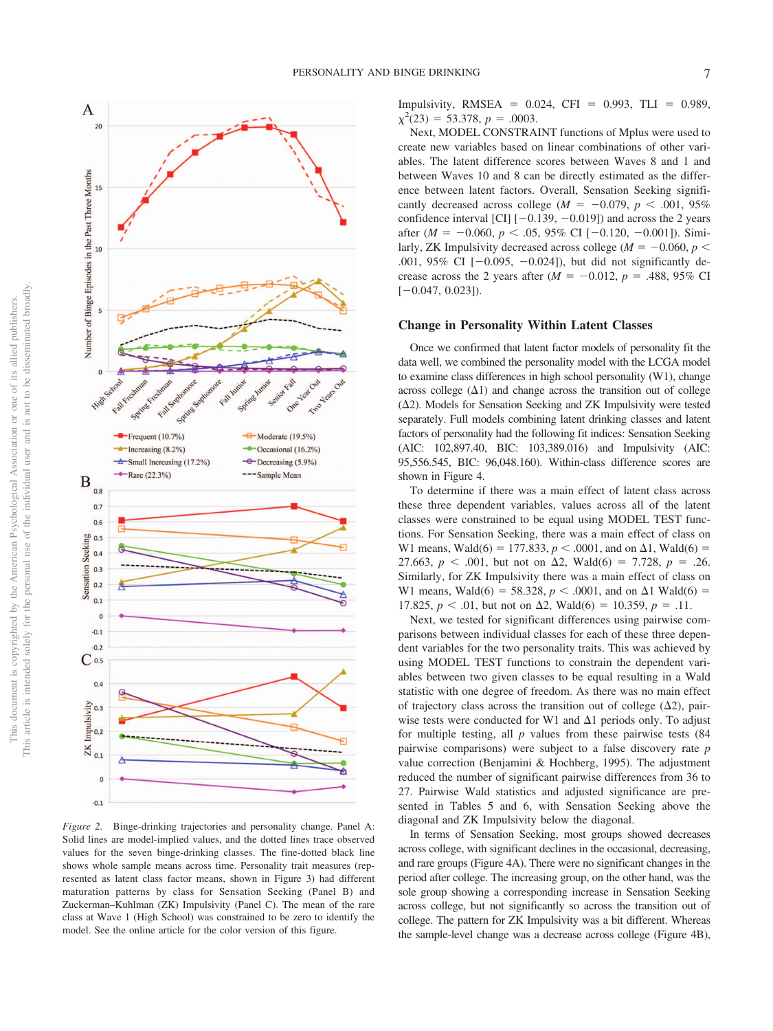*Figure 2.* Binge-drinking trajectories and personality change. Panel A: Solid lines are model-implied values, and the dotted lines trace observed values for the seven binge-drinking classes. The fine-dotted black line shows whole sample means across time. Personality trait measures (represented as latent class factor means, shown in Figure 3) had different maturation patterns by class for Sensation Seeking (Panel B) and Zuckerman–Kuhlman (ZK) Impulsivity (Panel C). The mean of the rare class at Wave 1 (High School) was constrained to be zero to identify the model. See the online article for the color version of this figure.

Impulsivity, RMSEA = 0.024, CFI = 0.993, TLI = 0.989, $\chi^2(23) = 53.378$, $p = .0003$.

Next, MODEL CONSTRAINT functions of Mplus were used to create new variables based on linear combinations of other variables. The latent difference scores between Waves 8 and 1 and between Waves 10 and 8 can be directly estimated as the difference between latent factors. Overall, Sensation Seeking significantly decreased across college ($M = -0.079$, $p < .001$, 95% confidence interval [CI] [−0.139, −0.019]) and across the 2 years after ($M = -0.060$, $p < .05$, 95% CI [−0.120, −0.001]). Similarly, ZK Impulsivity decreased across college ($M = -0.060$, $p < .001$, 95% CI [−0.095, −0.024]), but did not significantly decrease across the 2 years after ($M = -0.012$, $p = .488$, 95% CI [−0.047, 0.023]).

## Change in Personality Within Latent Classes

Once we confirmed that latent factor models of personality fit the data well, we combined the personality model with the LCGA model to examine class differences in high school personality (W1), change across college (Δ1) and change across the transition out of college (Δ2). Models for Sensation Seeking and ZK Impulsivity were tested separately. Full models combining latent drinking classes and latent factors of personality had the following fit indices: Sensation Seeking (AIC: 102,897.40, BIC: 103,389.016) and Impulsivity (AIC: 95,556.545, BIC: 96,048.160). Within-class difference scores are shown in Figure 4.

To determine if there was a main effect of latent class across these three dependent variables, values across all of the latent classes were constrained to be equal using MODEL TEST functions. For Sensation Seeking, there was a main effect of class on W1 means, Wald(6) = 177.833, $p < .0001$, and on Δ1, Wald(6) = 27.663, $p < .001$, but not on Δ2, Wald(6) = 7.728, $p = .26$. Similarly, for ZK Impulsivity there was a main effect of class on W1 means, Wald(6) = 58.328, $p < .0001$, and on Δ1 Wald(6) = 17.825, $p < .01$, but not on Δ2, Wald(6) = 10.359, $p = .11$.

Next, we tested for significant differences using pairwise comparisons between individual classes for each of these three dependent variables for the two personality traits. This was achieved by using MODEL TEST functions to constrain the dependent variables between two given classes to be equal resulting in a Wald statistic with one degree of freedom. As there was no main effect of trajectory class across the transition out of college (Δ2), pairwise tests were conducted for W1 and Δ1 periods only. To adjust for multiple testing, all $p$ values from these pairwise tests (84 pairwise comparisons) were subject to a false discovery rate $p$ value correction (Benjamini & Hochberg, 1995). The adjustment reduced the number of significant pairwise differences from 36 to 27. Pairwise Wald statistics and adjusted significance are presented in Tables 5 and 6, with Sensation Seeking above the diagonal and ZK Impulsivity below the diagonal.

In terms of Sensation Seeking, most groups showed decreases across college, with significant declines in the occasional, decreasing, and rare groups (Figure 4A). There were no significant changes in the period after college. The increasing group, on the other hand, was the sole group showing a corresponding increase in Sensation Seeking across college, but not significantly so across the transition out of college. The pattern for ZK Impulsivity was a bit different. Whereas the sample-level change was a decrease across college (Figure 4B),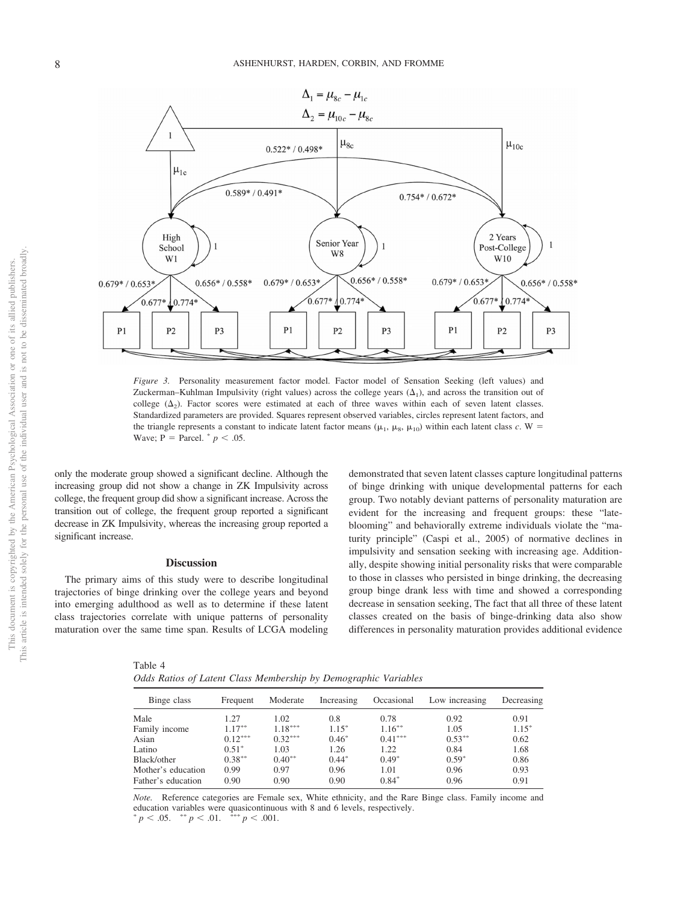*Figure 3.* Personality measurement factor model. Factor model of Sensation Seeking (left values) and Zuckerman–Kuhlman Impulsivity (right values) across the college years ($\Delta_1$), and across the transition out of college ($\Delta_2$). Factor scores were estimated at each of three waves within each of seven latent classes. Standardized parameters are provided. Squares represent observed variables, circles represent latent factors, and the triangle represents a constant to indicate latent factor means ($\mu_1$, $\mu_8$, $\mu_{10}$) within each latent class *c*. W = Wave; P = Parcel. * $p < .05$.

only the moderate group showed a significant decline. Although the increasing group did not show a change in ZK Impulsivity across college, the frequent group did show a significant increase. Across the transition out of college, the frequent group reported a significant decrease in ZK Impulsivity, whereas the increasing group reported a significant increase.

## Discussion

The primary aims of this study were to describe longitudinal trajectories of binge drinking over the college years and beyond into emerging adulthood as well as to determine if these latent class trajectories correlate with unique patterns of personality maturation over the same time span. Results of LCGA modeling demonstrated that seven latent classes capture longitudinal patterns of binge drinking with unique developmental patterns for each group. Two notably deviant patterns of personality maturation are evident for the increasing and frequent groups: these "late-blooming" and behaviorally extreme individuals violate the "maturity principle" (Caspi et al., 2005) of normative declines in impulsivity and sensation seeking with increasing age. Additionally, despite showing initial personality risks that were comparable to those in classes who persisted in binge drinking, the decreasing group binge drank less with time and showed a corresponding decrease in sensation seeking, The fact that all three of these latent classes created on the basis of binge-drinking data also show differences in personality maturation provides additional evidence

Table 4
*Odds Ratios of Latent Class Membership by Demographic Variables*

| Binge class | Frequent | Moderate | Increasing | Occasional | Low increasing | Decreasing |
|---|---|---|---|---|---|---|
| Male | 1.27 | 1.02 | 0.8 | 0.78 | 0.92 | 0.91 |
| Family income | 1.17** | 1.18*** | 1.15* | 1.16** | 1.05 | 1.15* |
| Asian | 0.12*** | 0.32*** | 0.46* | 0.41*** | 0.53** | 0.62 |
| Latino | 0.51* | 1.03 | 1.26 | 1.22 | 0.84 | 1.68 |
| Black/other | 0.38** | 0.40** | 0.44* | 0.49* | 0.59* | 0.86 |
| Mother's education | 0.99 | 0.97 | 0.96 | 1.01 | 0.96 | 0.93 |
| Father's education | 0.90 | 0.90 | 0.90 | 0.84* | 0.96 | 0.91 |

*Note.* Reference categories are Female sex, White ethnicity, and the Rare Binge class. Family income and education variables were quasicontinuous with 8 and 6 levels, respectively.
* $p < .05$. ** $p < .01$. *** $p < .001$.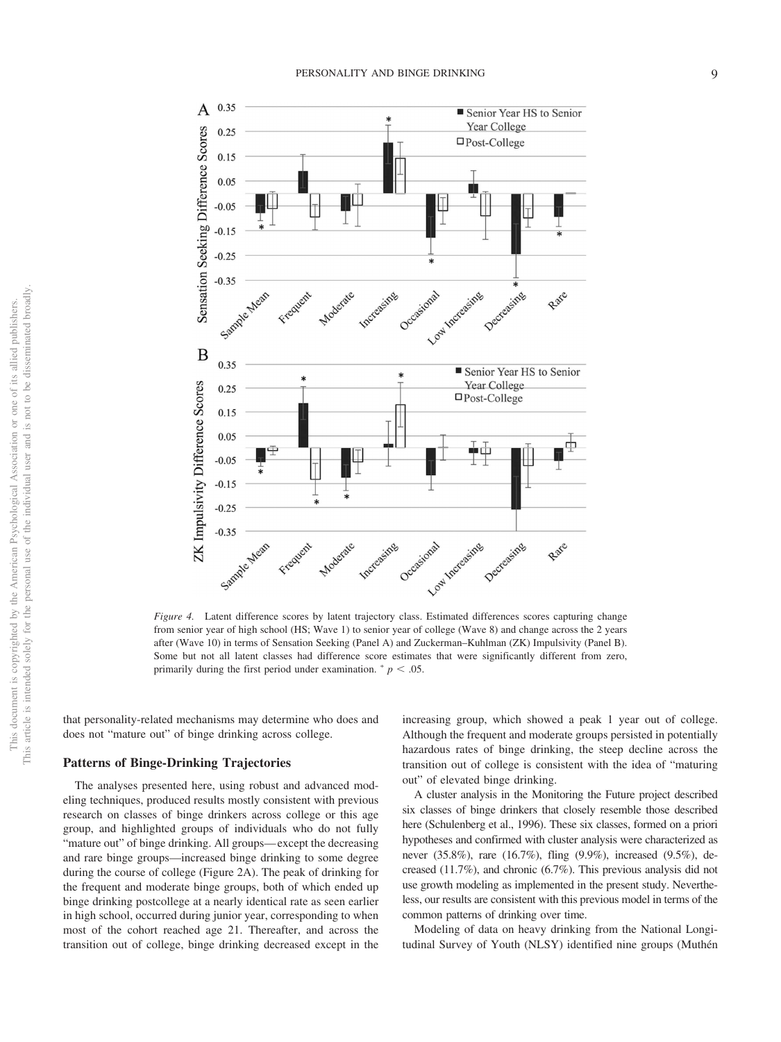*Figure 4.* Latent difference scores by latent trajectory class. Estimated differences scores capturing change from senior year of high school (HS; Wave 1) to senior year of college (Wave 8) and change across the 2 years after (Wave 10) in terms of Sensation Seeking (Panel A) and Zuckerman–Kuhlman (ZK) Impulsivity (Panel B). Some but not all latent classes had difference score estimates that were significantly different from zero, primarily during the first period under examination. * $p < .05$.

that personality-related mechanisms may determine who does and does not "mature out" of binge drinking across college.

## Patterns of Binge-Drinking Trajectories

The analyses presented here, using robust and advanced modeling techniques, produced results mostly consistent with previous research on classes of binge drinkers across college or this age group, and highlighted groups of individuals who do not fully "mature out" of binge drinking. All groups—except the decreasing and rare binge groups—increased binge drinking to some degree during the course of college (Figure 2A). The peak of drinking for the frequent and moderate binge groups, both of which ended up binge drinking postcollege at a nearly identical rate as seen earlier in high school, occurred during junior year, corresponding to when most of the cohort reached age 21. Thereafter, and across the transition out of college, binge drinking decreased except in the increasing group, which showed a peak 1 year out of college. Although the frequent and moderate groups persisted in potentially hazardous rates of binge drinking, the steep decline across the transition out of college is consistent with the idea of "maturing out" of elevated binge drinking.

A cluster analysis in the Monitoring the Future project described six classes of binge drinkers that closely resemble those described here (Schulenberg et al., 1996). These six classes, formed on a priori hypotheses and confirmed with cluster analysis were characterized as never (35.8%), rare (16.7%), fling (9.9%), increased (9.5%), decreased (11.7%), and chronic (6.7%). This previous analysis did not use growth modeling as implemented in the present study. Nevertheless, our results are consistent with this previous model in terms of the common patterns of drinking over time.

Modeling of data on heavy drinking from the National Longitudinal Survey of Youth (NLSY) identified nine groups (Muthén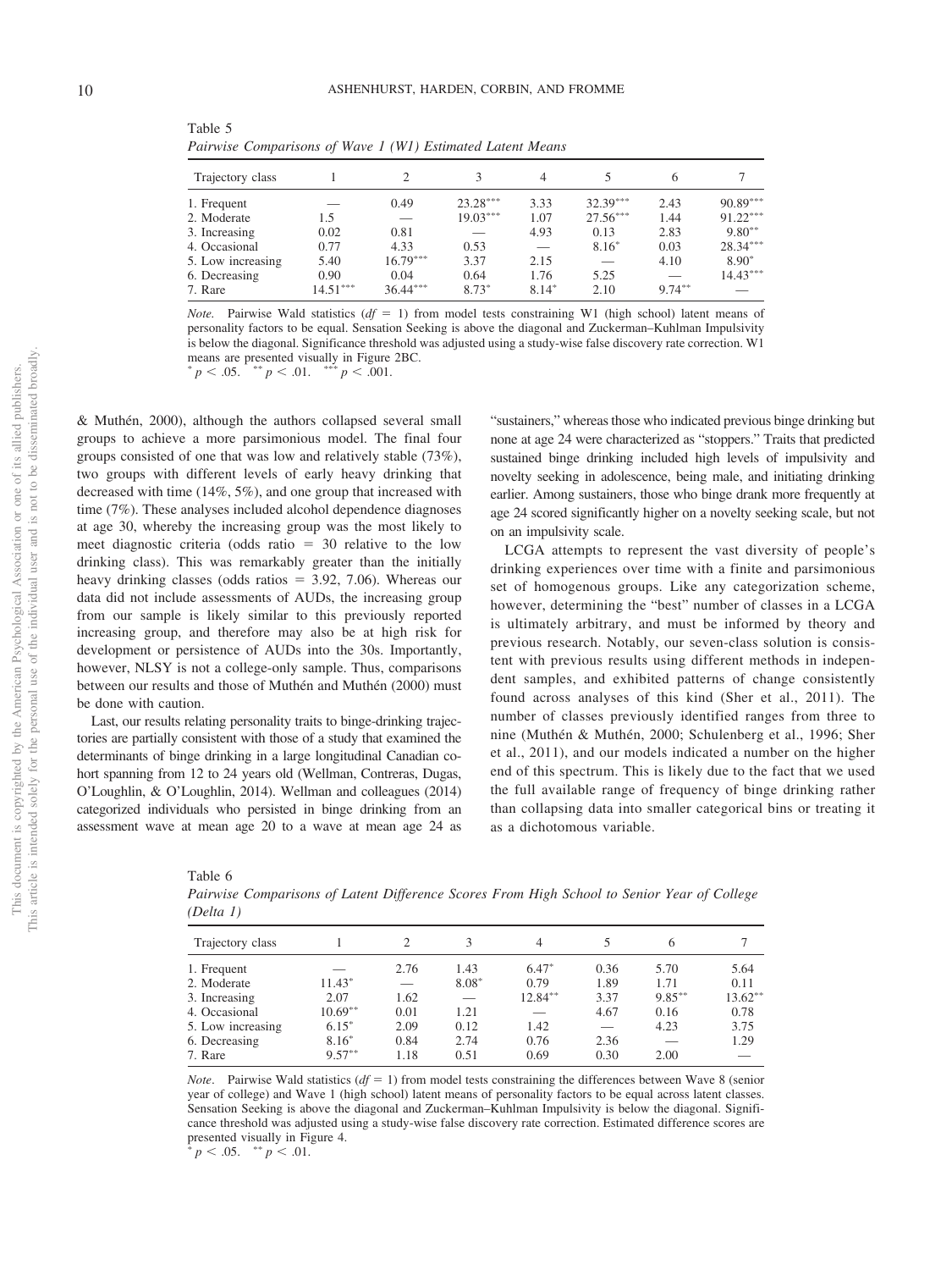Table 5

*Pairwise Comparisons of Wave 1 (W1) Estimated Latent Means*

| Trajectory class | 1 | 2 | 3 | 4 | 5 | 6 | 7 |
|---|---|---|---|---|---|---|---|
| 1. Frequent | — | 0.49 | 23.28*** | 3.33 | 32.39*** | 2.43 | 90.89*** |
| 2. Moderate | 1.5 | — | 19.03*** | 1.07 | 27.56*** | 1.44 | 91.22*** |
| 3. Increasing | 0.02 | 0.81 | — | 4.93 | 0.13 | 2.83 | 9.80** |
| 4. Occasional | 0.77 | 4.33 | 0.53 | — | 8.16* | 0.03 | 28.34*** |
| 5. Low increasing | 5.40 | 16.79*** | 3.37 | 2.15 | — | 4.10 | 8.90* |
| 6. Decreasing | 0.90 | 0.04 | 0.64 | 1.76 | 5.25 | — | 14.43*** |
| 7. Rare | 14.51*** | 36.44*** | 8.73* | 8.14* | 2.10 | 9.74** | — |

*Note*. Pairwise Wald statistics ($df = 1$) from model tests constraining W1 (high school) latent means of personality factors to be equal. Sensation Seeking is above the diagonal and Zuckerman–Kuhlman Impulsivity is below the diagonal. Significance threshold was adjusted using a study-wise false discovery rate correction. W1 means are presented visually in Figure 2BC.
* $p < .05$. ** $p < .01$. *** $p < .001$.

& Muthén, 2000), although the authors collapsed several small groups to achieve a more parsimonious model. The final four groups consisted of one that was low and relatively stable (73%), two groups with different levels of early heavy drinking that decreased with time (14%, 5%), and one group that increased with time (7%). These analyses included alcohol dependence diagnoses at age 30, whereby the increasing group was the most likely to meet diagnostic criteria (odds ratio = 30 relative to the low drinking class). This was remarkably greater than the initially heavy drinking classes (odds ratios = 3.92, 7.06). Whereas our data did not include assessments of AUDs, the increasing group from our sample is likely similar to this previously reported increasing group, and therefore may also be at high risk for development or persistence of AUDs into the 30s. Importantly, however, NLSY is not a college-only sample. Thus, comparisons between our results and those of Muthén and Muthén (2000) must be done with caution.

Last, our results relating personality traits to binge-drinking trajectories are partially consistent with those of a study that examined the determinants of binge drinking in a large longitudinal Canadian cohort spanning from 12 to 24 years old (Wellman, Contreras, Dugas, O'Loughlin, & O'Loughlin, 2014). Wellman and colleagues (2014) categorized individuals who persisted in binge drinking from an assessment wave at mean age 20 to a wave at mean age 24 as "sustainers," whereas those who indicated previous binge drinking but none at age 24 were characterized as "stoppers." Traits that predicted sustained binge drinking included high levels of impulsivity and novelty seeking in adolescence, being male, and initiating drinking earlier. Among sustainers, those who binge drank more frequently at age 24 scored significantly higher on a novelty seeking scale, but not on an impulsivity scale.

LCGA attempts to represent the vast diversity of people's drinking experiences over time with a finite and parsimonious set of homogenous groups. Like any categorization scheme, however, determining the "best" number of classes in a LCGA is ultimately arbitrary, and must be informed by theory and previous research. Notably, our seven-class solution is consistent with previous results using different methods in independent samples, and exhibited patterns of change consistently found across analyses of this kind (Sher et al., 2011). The number of classes previously identified ranges from three to nine (Muthén & Muthén, 2000; Schulenberg et al., 1996; Sher et al., 2011), and our models indicated a number on the higher end of this spectrum. This is likely due to the fact that we used the full available range of frequency of binge drinking rather than collapsing data into smaller categorical bins or treating it as a dichotomous variable.

Table 6

*Pairwise Comparisons of Latent Difference Scores From High School to Senior Year of College (Delta 1)*

| Trajectory class | 1 | 2 | 3 | 4 | 5 | 6 | 7 |
|---|---|---|---|---|---|---|---|
| 1. Frequent | — | 2.76 | 1.43 | 6.47* | 0.36 | 5.70 | 5.64 |
| 2. Moderate | 11.43* | — | 8.08* | 0.79 | 1.89 | 1.71 | 0.11 |
| 3. Increasing | 2.07 | 1.62 | — | 12.84** | 3.37 | 9.85** | 13.62** |
| 4. Occasional | 10.69** | 0.01 | 1.21 | — | 4.67 | 0.16 | 0.78 |
| 5. Low increasing | 6.15* | 2.09 | 0.12 | 1.42 | — | 4.23 | 3.75 |
| 6. Decreasing | 8.16* | 0.84 | 2.74 | 0.76 | 2.36 | — | 1.29 |
| 7. Rare | 9.57** | 1.18 | 0.51 | 0.69 | 0.30 | 2.00 | — |

*Note*. Pairwise Wald statistics ($df = 1$) from model tests constraining the differences between Wave 8 (senior year of college) and Wave 1 (high school) latent means of personality factors to be equal across latent classes. Sensation Seeking is above the diagonal and Zuckerman–Kuhlman Impulsivity is below the diagonal. Significance threshold was adjusted using a study-wise false discovery rate correction. Estimated difference scores are presented visually in Figure 4.
* $p < .05$. ** $p < .01$.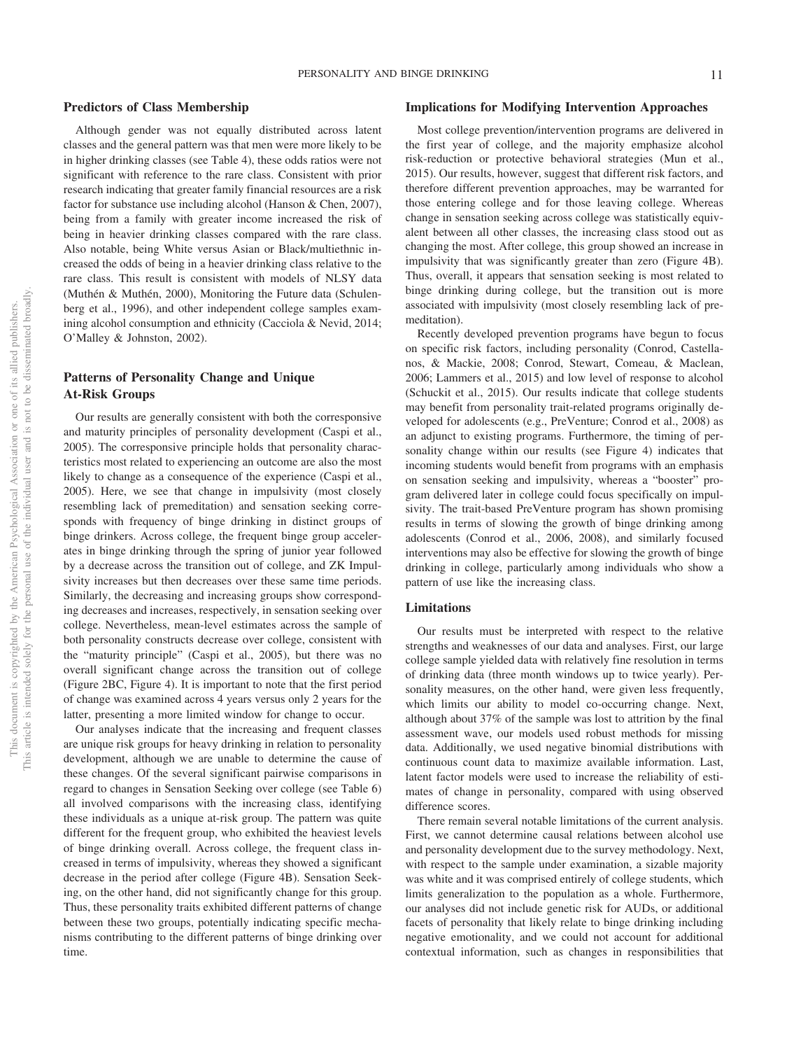### Predictors of Class Membership

Although gender was not equally distributed across latent classes and the general pattern was that men were more likely to be in higher drinking classes (see Table 4), these odds ratios were not significant with reference to the rare class. Consistent with prior research indicating that greater family financial resources are a risk factor for substance use including alcohol (Hanson & Chen, 2007), being from a family with greater income increased the risk of being in heavier drinking classes compared with the rare class. Also notable, being White versus Asian or Black/multiethnic increased the odds of being in a heavier drinking class relative to the rare class. This result is consistent with models of NLSY data (Muthén & Muthén, 2000), Monitoring the Future data (Schulenberg et al., 1996), and other independent college samples examining alcohol consumption and ethnicity (Cacciola & Nevid, 2014; O'Malley & Johnston, 2002).

### Patterns of Personality Change and Unique At-Risk Groups

Our results are generally consistent with both the corresponsive and maturity principles of personality development (Caspi et al., 2005). The corresponsive principle holds that personality characteristics most related to experiencing an outcome are also the most likely to change as a consequence of the experience (Caspi et al., 2005). Here, we see that change in impulsivity (most closely resembling lack of premeditation) and sensation seeking corresponds with frequency of binge drinking in distinct groups of binge drinkers. Across college, the frequent binge group accelerates in binge drinking through the spring of junior year followed by a decrease across the transition out of college, and ZK Impulsivity increases but then decreases over these same time periods. Similarly, the decreasing and increasing groups show corresponding decreases and increases, respectively, in sensation seeking over college. Nevertheless, mean-level estimates across the sample of both personality constructs decrease over college, consistent with the "maturity principle" (Caspi et al., 2005), but there was no overall significant change across the transition out of college (Figure 2BC, Figure 4). It is important to note that the first period of change was examined across 4 years versus only 2 years for the latter, presenting a more limited window for change to occur.

Our analyses indicate that the increasing and frequent classes are unique risk groups for heavy drinking in relation to personality development, although we are unable to determine the cause of these changes. Of the several significant pairwise comparisons in regard to changes in Sensation Seeking over college (see Table 6) all involved comparisons with the increasing class, identifying these individuals as a unique at-risk group. The pattern was quite different for the frequent group, who exhibited the heaviest levels of binge drinking overall. Across college, the frequent class increased in terms of impulsivity, whereas they showed a significant decrease in the period after college (Figure 4B). Sensation Seeking, on the other hand, did not significantly change for this group. Thus, these personality traits exhibited different patterns of change between these two groups, potentially indicating specific mechanisms contributing to the different patterns of binge drinking over time.

### Implications for Modifying Intervention Approaches

Most college prevention/intervention programs are delivered in the first year of college, and the majority emphasize alcohol risk-reduction or protective behavioral strategies (Mun et al., 2015). Our results, however, suggest that different risk factors, and therefore different prevention approaches, may be warranted for those entering college and for those leaving college. Whereas change in sensation seeking across college was statistically equivalent between all other classes, the increasing class stood out as changing the most. After college, this group showed an increase in impulsivity that was significantly greater than zero (Figure 4B). Thus, overall, it appears that sensation seeking is most related to binge drinking during college, but the transition out is more associated with impulsivity (most closely resembling lack of premeditation).

Recently developed prevention programs have begun to focus on specific risk factors, including personality (Conrod, Castellanos, & Mackie, 2008; Conrod, Stewart, Comeau, & Maclean, 2006; Lammers et al., 2015) and low level of response to alcohol (Schuckit et al., 2015). Our results indicate that college students may benefit from personality trait-related programs originally developed for adolescents (e.g., PreVenture; Conrod et al., 2008) as an adjunct to existing programs. Furthermore, the timing of personality change within our results (see Figure 4) indicates that incoming students would benefit from programs with an emphasis on sensation seeking and impulsivity, whereas a "booster" program delivered later in college could focus specifically on impulsivity. The trait-based PreVenture program has shown promising results in terms of slowing the growth of binge drinking among adolescents (Conrod et al., 2006, 2008), and similarly focused interventions may also be effective for slowing the growth of binge drinking in college, particularly among individuals who show a pattern of use like the increasing class.

### Limitations

Our results must be interpreted with respect to the relative strengths and weaknesses of our data and analyses. First, our large college sample yielded data with relatively fine resolution in terms of drinking data (three month windows up to twice yearly). Personality measures, on the other hand, were given less frequently, which limits our ability to model co-occurring change. Next, although about 37% of the sample was lost to attrition by the final assessment wave, our models used robust methods for missing data. Additionally, we used negative binomial distributions with continuous count data to maximize available information. Last, latent factor models were used to increase the reliability of estimates of change in personality, compared with using observed difference scores.

There remain several notable limitations of the current analysis. First, we cannot determine causal relations between alcohol use and personality development due to the survey methodology. Next, with respect to the sample under examination, a sizable majority was white and it was comprised entirely of college students, which limits generalization to the population as a whole. Furthermore, our analyses did not include genetic risk for AUDs, or additional facets of personality that likely relate to binge drinking including negative emotionality, and we could not account for additional contextual information, such as changes in responsibilities that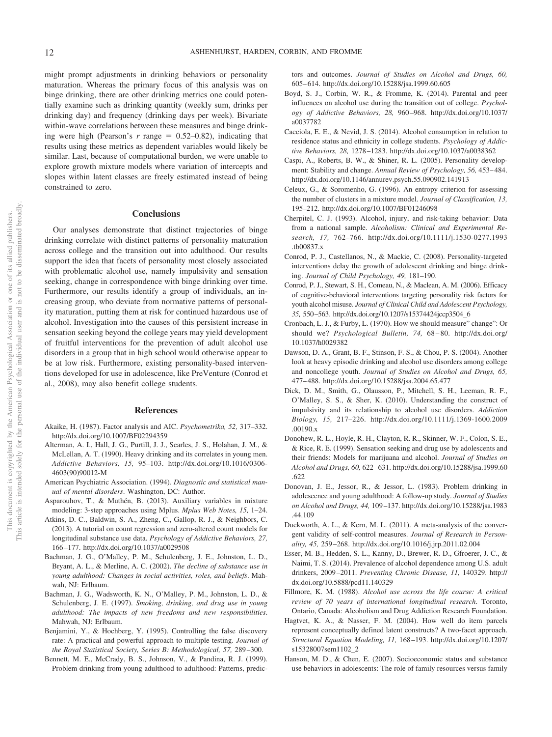might prompt adjustments in drinking behaviors or personality maturation. Whereas the primary focus of this analysis was on binge drinking, there are other drinking metrics one could potentially examine such as drinking quantity (weekly sum, drinks per drinking day) and frequency (drinking days per week). Bivariate within-wave correlations between these measures and binge drinking were high (Pearson's $r$ range = 0.52–0.82), indicating that results using these metrics as dependent variables would likely be similar. Last, because of computational burden, we were unable to explore growth mixture models where variation of intercepts and slopes within latent classes are freely estimated instead of being constrained to zero.

## Conclusions

Our analyses demonstrate that distinct trajectories of binge drinking correlate with distinct patterns of personality maturation across college and the transition out into adulthood. Our results support the idea that facets of personality most closely associated with problematic alcohol use, namely impulsivity and sensation seeking, change in correspondence with binge drinking over time. Furthermore, our results identify a group of individuals, an increasing group, who deviate from normative patterns of personality maturation, putting them at risk for continued hazardous use of alcohol. Investigation into the causes of this persistent increase in sensation seeking beyond the college years may yield development of fruitful interventions for the prevention of adult alcohol use disorders in a group that in high school would otherwise appear to be at low risk. Furthermore, existing personality-based interventions developed for use in adolescence, like PreVenture (Conrod et al., 2008), may also benefit college students.

## References

Akaike, H. (1987). Factor analysis and AIC. *Psychometrika, 52,* 317–332. http://dx.doi.org/10.1007/BF02294359

Alterman, A. I., Hall, J. G., Purtill, J. J., Searles, J. S., Holahan, J. M., & McLellan, A. T. (1990). Heavy drinking and its correlates in young men. *Addictive Behaviors, 15,* 95–103. http://dx.doi.org/10.1016/0306-4603(90)90012-M

American Psychiatric Association. (1994). *Diagnostic and statistical manual of mental disorders*. Washington, DC: Author.

Asparouhov, T., & Muthén, B. (2013). Auxiliary variables in mixture modeling: 3-step approaches using Mplus. *Mplus Web Notes, 15,* 1–24.

Atkins, D. C., Baldwin, S. A., Zheng, C., Gallop, R. J., & Neighbors, C. (2013). A tutorial on count regression and zero-altered count models for longitudinal substance use data. *Psychology of Addictive Behaviors, 27,* 166–177. http://dx.doi.org/10.1037/a0029508

Bachman, J. G., O'Malley, P. M., Schulenberg, J. E., Johnston, L. D., Bryant, A. L., & Merline, A. C. (2002). *The decline of substance use in young adulthood: Changes in social activities, roles, and beliefs*. Mahwah, NJ: Erlbaum.

Bachman, J. G., Wadsworth, K. N., O'Malley, P. M., Johnston, L. D., & Schulenberg, J. E. (1997). *Smoking, drinking, and drug use in young adulthood: The impacts of new freedoms and new responsibilities*. Mahwah, NJ: Erlbaum.

Benjamini, Y., & Hochberg, Y. (1995). Controlling the false discovery rate: A practical and powerful approach to multiple testing. *Journal of the Royal Statistical Society, Series B: Methodological, 57,* 289–300.

Bennett, M. E., McCrady, B. S., Johnson, V., & Pandina, R. J. (1999). Problem drinking from young adulthood to adulthood: Patterns, predictors and outcomes. *Journal of Studies on Alcohol and Drugs, 60,* 605–614. http://dx.doi.org/10.15288/jsa.1999.60.605

Boyd, S. J., Corbin, W. R., & Fromme, K. (2014). Parental and peer influences on alcohol use during the transition out of college. *Psychology of Addictive Behaviors, 28,* 960–968. http://dx.doi.org/10.1037/a0037782

Cacciola, E. E., & Nevid, J. S. (2014). Alcohol consumption in relation to residence status and ethnicity in college students. *Psychology of Addictive Behaviors, 28,* 1278–1283. http://dx.doi.org/10.1037/a0038362

Caspi, A., Roberts, B. W., & Shiner, R. L. (2005). Personality development: Stability and change. *Annual Review of Psychology, 56,* 453–484. http://dx.doi.org/10.1146/annurev.psych.55.090902.141913

Celeux, G., & Soromenho, G. (1996). An entropy criterion for assessing the number of clusters in a mixture model. *Journal of Classification, 13,* 195–212. http://dx.doi.org/10.1007/BF01246098

Cherpitel, C. J. (1993). Alcohol, injury, and risk-taking behavior: Data from a national sample. *Alcoholism: Clinical and Experimental Research, 17,* 762–766. http://dx.doi.org/10.1111/j.1530-0277.1993.tb00837.x

Conrod, P. J., Castellanos, N., & Mackie, C. (2008). Personality-targeted interventions delay the growth of adolescent drinking and binge drinking. *Journal of Child Psychology, 49,* 181–190.

Conrod, P. J., Stewart, S. H., Comeau, N., & Maclean, A. M. (2006). Efficacy of cognitive-behavioral interventions targeting personality risk factors for youth alcohol misuse. *Journal of Clinical Child and Adolescent Psychology, 35,* 550–563. http://dx.doi.org/10.1207/s15374424jccp3504_6

Cronbach, L. J., & Furby, L. (1970). How we should measure" change": Or should we? *Psychological Bulletin, 74,* 68–80. http://dx.doi.org/10.1037/h0029382

Dawson, D. A., Grant, B. F., Stinson, F. S., & Chou, P. S. (2004). Another look at heavy episodic drinking and alcohol use disorders among college and noncollege youth. *Journal of Studies on Alcohol and Drugs, 65,* 477–488. http://dx.doi.org/10.15288/jsa.2004.65.477

Dick, D. M., Smith, G., Olausson, P., Mitchell, S. H., Leeman, R. F., O'Malley, S. S., & Sher, K. (2010). Understanding the construct of impulsivity and its relationship to alcohol use disorders. *Addiction Biology, 15,* 217–226. http://dx.doi.org/10.1111/j.1369-1600.2009.00190.x

Donohew, R. L., Hoyle, R. H., Clayton, R. R., Skinner, W. F., Colon, S. E., & Rice, R. E. (1999). Sensation seeking and drug use by adolescents and their friends: Models for marijuana and alcohol. *Journal of Studies on Alcohol and Drugs, 60,* 622–631. http://dx.doi.org/10.15288/jsa.1999.60.622

Donovan, J. E., Jessor, R., & Jessor, L. (1983). Problem drinking in adolescence and young adulthood: A follow-up study. *Journal of Studies on Alcohol and Drugs, 44,* 109–137. http://dx.doi.org/10.15288/jsa.1983.44.109

Duckworth, A. L., & Kern, M. L. (2011). A meta-analysis of the convergent validity of self-control measures. *Journal of Research in Personality, 45,* 259–268. http://dx.doi.org/10.1016/j.jrp.2011.02.004

Esser, M. B., Hedden, S. L., Kanny, D., Brewer, R. D., Gfroerer, J. C., & Naimi, T. S. (2014). Prevalence of alcohol dependence among U.S. adult drinkers, 2009–2011. *Preventing Chronic Disease, 11,* 140329. http://dx.doi.org/10.5888/pcd11.140329

Fillmore, K. M. (1988). *Alcohol use across the life course: A critical review of 70 years of international longitudinal research*. Toronto, Ontario, Canada: Alcoholism and Drug Addiction Research Foundation.

Hagtvet, K. A., & Nasser, F. M. (2004). How well do item parcels represent conceptually defined latent constructs? A two-facet approach. *Structural Equation Modeling, 11,* 168–193. http://dx.doi.org/10.1207/s15328007sem1102_2

Hanson, M. D., & Chen, E. (2007). Socioeconomic status and substance use behaviors in adolescents: The role of family resources versus family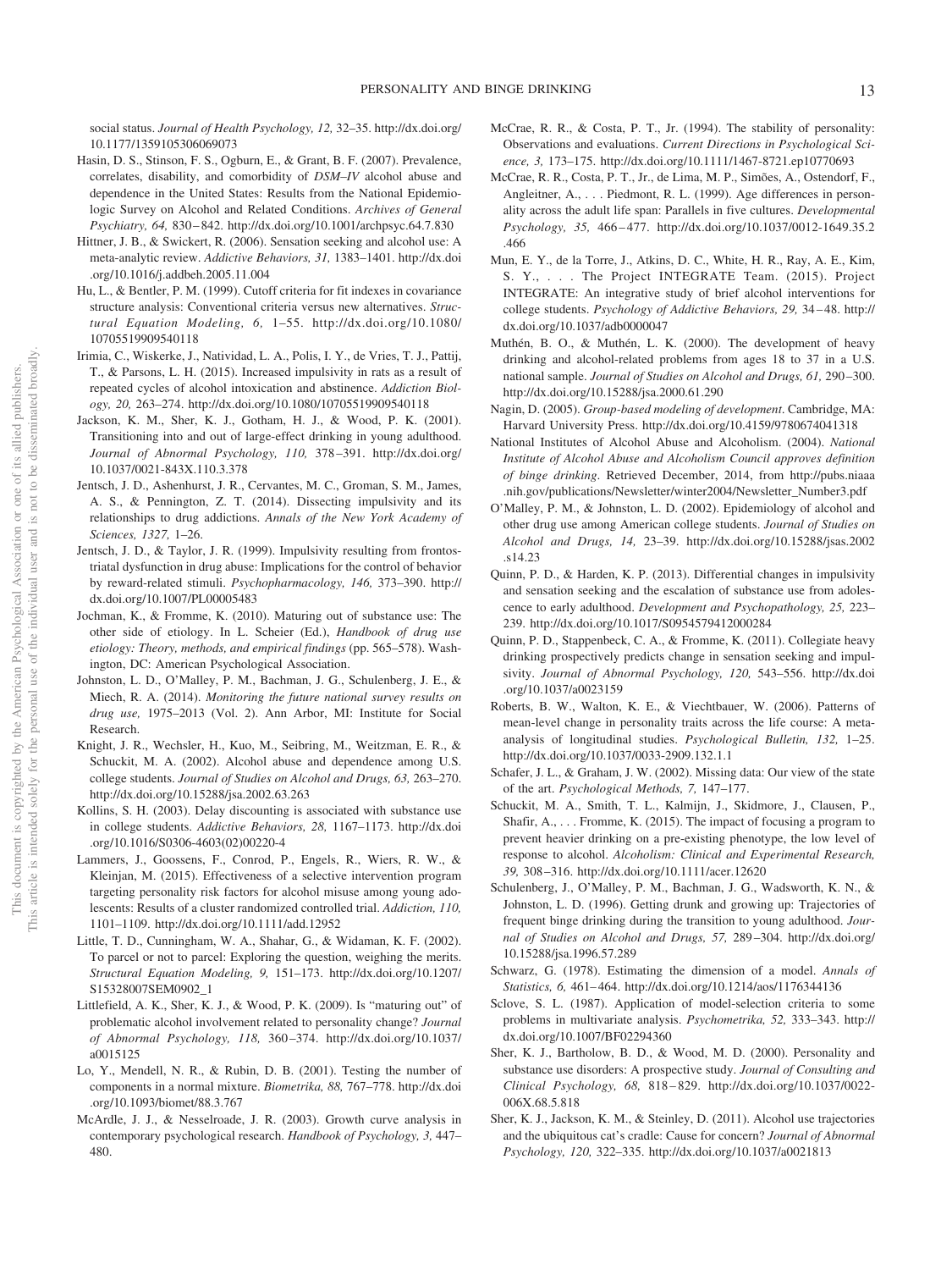social status. *Journal of Health Psychology, 12,* 32–35. http://dx.doi.org/10.1177/1359105306069073

Hasin, D. S., Stinson, F. S., Ogburn, E., & Grant, B. F. (2007). Prevalence, correlates, disability, and comorbidity of *DSM–IV* alcohol abuse and dependence in the United States: Results from the National Epidemiologic Survey on Alcohol and Related Conditions. *Archives of General Psychiatry, 64,* 830–842. http://dx.doi.org/10.1001/archpsyc.64.7.830

Hittner, J. B., & Swickert, R. (2006). Sensation seeking and alcohol use: A meta-analytic review. *Addictive Behaviors, 31,* 1383–1401. http://dx.doi.org/10.1016/j.addbeh.2005.11.004

Hu, L., & Bentler, P. M. (1999). Cutoff criteria for fit indexes in covariance structure analysis: Conventional criteria versus new alternatives. *Structural Equation Modeling, 6,* 1–55. http://dx.doi.org/10.1080/10705519909540118

Irimia, C., Wiskerke, J., Natividad, L. A., Polis, I. Y., de Vries, T. J., Pattij, T., & Parsons, L. H. (2015). Increased impulsivity in rats as a result of repeated cycles of alcohol intoxication and abstinence. *Addiction Biology, 20,* 263–274. http://dx.doi.org/10.1080/10705519909540118

Jackson, K. M., Sher, K. J., Gotham, H. J., & Wood, P. K. (2001). Transitioning into and out of large-effect drinking in young adulthood. *Journal of Abnormal Psychology, 110,* 378–391. http://dx.doi.org/10.1037/0021-843X.110.3.378

Jentsch, J. D., Ashenhurst, J. R., Cervantes, M. C., Groman, S. M., James, A. S., & Pennington, Z. T. (2014). Dissecting impulsivity and its relationships to drug addictions. *Annals of the New York Academy of Sciences, 1327,* 1–26.

Jentsch, J. D., & Taylor, J. R. (1999). Impulsivity resulting from frontostriatal dysfunction in drug abuse: Implications for the control of behavior by reward-related stimuli. *Psychopharmacology, 146,* 373–390. http://dx.doi.org/10.1007/PL00005483

Jochman, K., & Fromme, K. (2010). Maturing out of substance use: The other side of etiology. In L. Scheier (Ed.), *Handbook of drug use etiology: Theory, methods, and empirical findings* (pp. 565–578). Washington, DC: American Psychological Association.

Johnston, L. D., O'Malley, P. M., Bachman, J. G., Schulenberg, J. E., & Miech, R. A. (2014). *Monitoring the future national survey results on drug use,* 1975–2013 (Vol. 2). Ann Arbor, MI: Institute for Social Research.

Knight, J. R., Wechsler, H., Kuo, M., Seibring, M., Weitzman, E. R., & Schuckit, M. A. (2002). Alcohol abuse and dependence among U.S. college students. *Journal of Studies on Alcohol and Drugs, 63,* 263–270. http://dx.doi.org/10.15288/jsa.2002.63.263

Kollins, S. H. (2003). Delay discounting is associated with substance use in college students. *Addictive Behaviors, 28,* 1167–1173. http://dx.doi.org/10.1016/S0306-4603(02)00220-4

Lammers, J., Goossens, F., Conrod, P., Engels, R., Wiers, R. W., & Kleinjan, M. (2015). Effectiveness of a selective intervention program targeting personality risk factors for alcohol misuse among young adolescents: Results of a cluster randomized controlled trial. *Addiction, 110,* 1101–1109. http://dx.doi.org/10.1111/add.12952

Little, T. D., Cunningham, W. A., Shahar, G., & Widaman, K. F. (2002). To parcel or not to parcel: Exploring the question, weighing the merits. *Structural Equation Modeling, 9,* 151–173. http://dx.doi.org/10.1207/S15328007SEM0902_1

Littlefield, A. K., Sher, K. J., & Wood, P. K. (2009). Is "maturing out" of problematic alcohol involvement related to personality change? *Journal of Abnormal Psychology, 118,* 360–374. http://dx.doi.org/10.1037/a0015125

Lo, Y., Mendell, N. R., & Rubin, D. B. (2001). Testing the number of components in a normal mixture. *Biometrika, 88,* 767–778. http://dx.doi.org/10.1093/biomet/88.3.767

McArdle, J. J., & Nesselroade, J. R. (2003). Growth curve analysis in contemporary psychological research. *Handbook of Psychology, 3,* 447–480.

McCrae, R. R., & Costa, P. T., Jr. (1994). The stability of personality: Observations and evaluations. *Current Directions in Psychological Science, 3,* 173–175. http://dx.doi.org/10.1111/1467-8721.ep10770693

McCrae, R. R., Costa, P. T., Jr., de Lima, M. P., Simões, A., Ostendorf, F., Angleitner, A., . . . Piedmont, R. L. (1999). Age differences in personality across the adult life span: Parallels in five cultures. *Developmental Psychology, 35,* 466–477. http://dx.doi.org/10.1037/0012-1649.35.2.466

Mun, E. Y., de la Torre, J., Atkins, D. C., White, H. R., Ray, A. E., Kim, S. Y., . . . The Project INTEGRATE Team. (2015). Project INTEGRATE: An integrative study of brief alcohol interventions for college students. *Psychology of Addictive Behaviors, 29,* 34–48. http://dx.doi.org/10.1037/adb0000047

Muthén, B. O., & Muthén, L. K. (2000). The development of heavy drinking and alcohol-related problems from ages 18 to 37 in a U.S. national sample. *Journal of Studies on Alcohol and Drugs, 61,* 290–300. http://dx.doi.org/10.15288/jsa.2000.61.290

Nagin, D. (2005). *Group-based modeling of development*. Cambridge, MA: Harvard University Press. http://dx.doi.org/10.4159/9780674041318

National Institutes of Alcohol Abuse and Alcoholism. (2004). *National Institute of Alcohol Abuse and Alcoholism Council approves definition of binge drinking*. Retrieved December, 2014, from http://pubs.niaaa.nih.gov/publications/Newsletter/winter2004/Newsletter_Number3.pdf

O'Malley, P. M., & Johnston, L. D. (2002). Epidemiology of alcohol and other drug use among American college students. *Journal of Studies on Alcohol and Drugs, 14,* 23–39. http://dx.doi.org/10.15288/jsas.2002.s14.23

Quinn, P. D., & Harden, K. P. (2013). Differential changes in impulsivity and sensation seeking and the escalation of substance use from adolescence to early adulthood. *Development and Psychopathology, 25,* 223–239. http://dx.doi.org/10.1017/S0954579412000284

Quinn, P. D., Stappenbeck, C. A., & Fromme, K. (2011). Collegiate heavy drinking prospectively predicts change in sensation seeking and impulsivity. *Journal of Abnormal Psychology, 120,* 543–556. http://dx.doi.org/10.1037/a0023159

Roberts, B. W., Walton, K. E., & Viechtbauer, W. (2006). Patterns of mean-level change in personality traits across the life course: A meta-analysis of longitudinal studies. *Psychological Bulletin, 132,* 1–25. http://dx.doi.org/10.1037/0033-2909.132.1.1

Schafer, J. L., & Graham, J. W. (2002). Missing data: Our view of the state of the art. *Psychological Methods, 7,* 147–177.

Schuckit, M. A., Smith, T. L., Kalmijn, J., Skidmore, J., Clausen, P., Shafir, A., . . . Fromme, K. (2015). The impact of focusing a program to prevent heavier drinking on a pre-existing phenotype, the low level of response to alcohol. *Alcoholism: Clinical and Experimental Research, 39,* 308–316. http://dx.doi.org/10.1111/acer.12620

Schulenberg, J., O'Malley, P. M., Bachman, J. G., Wadsworth, K. N., & Johnston, L. D. (1996). Getting drunk and growing up: Trajectories of frequent binge drinking during the transition to young adulthood. *Journal of Studies on Alcohol and Drugs, 57,* 289–304. http://dx.doi.org/10.15288/jsa.1996.57.289

Schwarz, G. (1978). Estimating the dimension of a model. *Annals of Statistics, 6,* 461–464. http://dx.doi.org/10.1214/aos/1176344136

Sclove, S. L. (1987). Application of model-selection criteria to some problems in multivariate analysis. *Psychometrika, 52,* 333–343. http://dx.doi.org/10.1007/BF02294360

Sher, K. J., Bartholow, B. D., & Wood, M. D. (2000). Personality and substance use disorders: A prospective study. *Journal of Consulting and Clinical Psychology, 68,* 818–829. http://dx.doi.org/10.1037/0022-006X.68.5.818

Sher, K. J., Jackson, K. M., & Steinley, D. (2011). Alcohol use trajectories and the ubiquitous cat's cradle: Cause for concern? *Journal of Abnormal Psychology, 120,* 322–335. http://dx.doi.org/10.1037/a0021813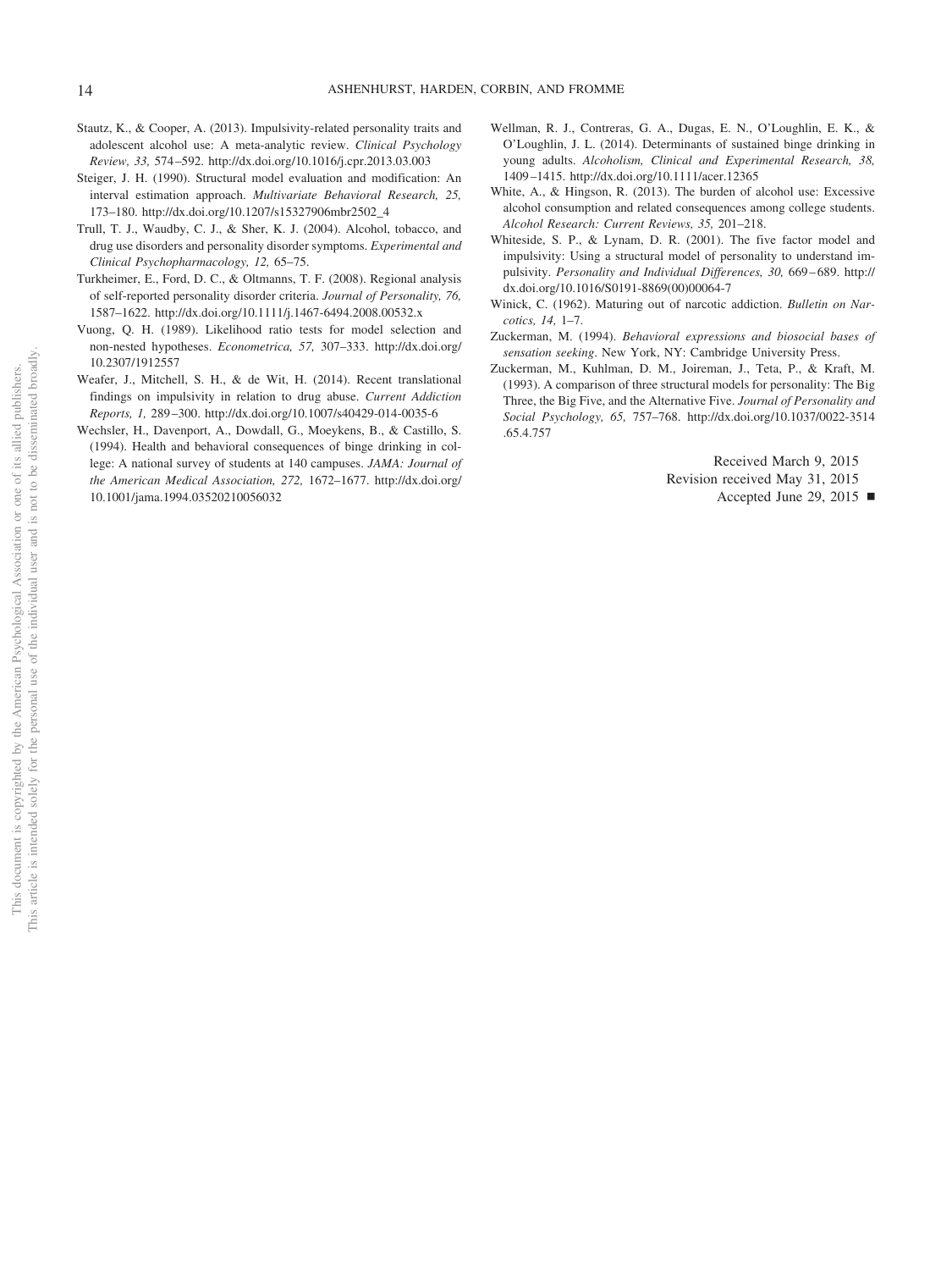Stautz, K., & Cooper, A. (2013). Impulsivity-related personality traits and adolescent alcohol use: A meta-analytic review. *Clinical Psychology Review, 33,* 574–592. http://dx.doi.org/10.1016/j.cpr.2013.03.003

Steiger, J. H. (1990). Structural model evaluation and modification: An interval estimation approach. *Multivariate Behavioral Research, 25,* 173–180. http://dx.doi.org/10.1207/s15327906mbr2502_4

Trull, T. J., Waudby, C. J., & Sher, K. J. (2004). Alcohol, tobacco, and drug use disorders and personality disorder symptoms. *Experimental and Clinical Psychopharmacology, 12,* 65–75.

Turkheimer, E., Ford, D. C., & Oltmanns, T. F. (2008). Regional analysis of self-reported personality disorder criteria. *Journal of Personality, 76,* 1587–1622. http://dx.doi.org/10.1111/j.1467-6494.2008.00532.x

Vuong, Q. H. (1989). Likelihood ratio tests for model selection and non-nested hypotheses. *Econometrica, 57,* 307–333. http://dx.doi.org/10.2307/1912557

Weafer, J., Mitchell, S. H., & de Wit, H. (2014). Recent translational findings on impulsivity in relation to drug abuse. *Current Addiction Reports, 1,* 289–300. http://dx.doi.org/10.1007/s40429-014-0035-6

Wechsler, H., Davenport, A., Dowdall, G., Moeykens, B., & Castillo, S. (1994). Health and behavioral consequences of binge drinking in college: A national survey of students at 140 campuses. *JAMA: Journal of the American Medical Association, 272,* 1672–1677. http://dx.doi.org/10.1001/jama.1994.03520210056032

Wellman, R. J., Contreras, G. A., Dugas, E. N., O'Loughlin, E. K., & O'Loughlin, J. L. (2014). Determinants of sustained binge drinking in young adults. *Alcoholism, Clinical and Experimental Research, 38,* 1409–1415. http://dx.doi.org/10.1111/acer.12365

White, A., & Hingson, R. (2013). The burden of alcohol use: Excessive alcohol consumption and related consequences among college students. *Alcohol Research: Current Reviews, 35,* 201–218.

Whiteside, S. P., & Lynam, D. R. (2001). The five factor model and impulsivity: Using a structural model of personality to understand impulsivity. *Personality and Individual Differences, 30,* 669–689. http://dx.doi.org/10.1016/S0191-8869(00)00064-7

Winick, C. (1962). Maturing out of narcotic addiction. *Bulletin on Narcotics, 14,* 1–7.

Zuckerman, M. (1994). *Behavioral expressions and biosocial bases of sensation seeking*. New York, NY: Cambridge University Press.

Zuckerman, M., Kuhlman, D. M., Joireman, J., Teta, P., & Kraft, M. (1993). A comparison of three structural models for personality: The Big Three, the Big Five, and the Alternative Five. *Journal of Personality and Social Psychology, 65,* 757–768. http://dx.doi.org/10.1037/0022-3514.65.4.757

Received March 9, 2015
Revision received May 31, 2015
Accepted June 29, 2015 ■